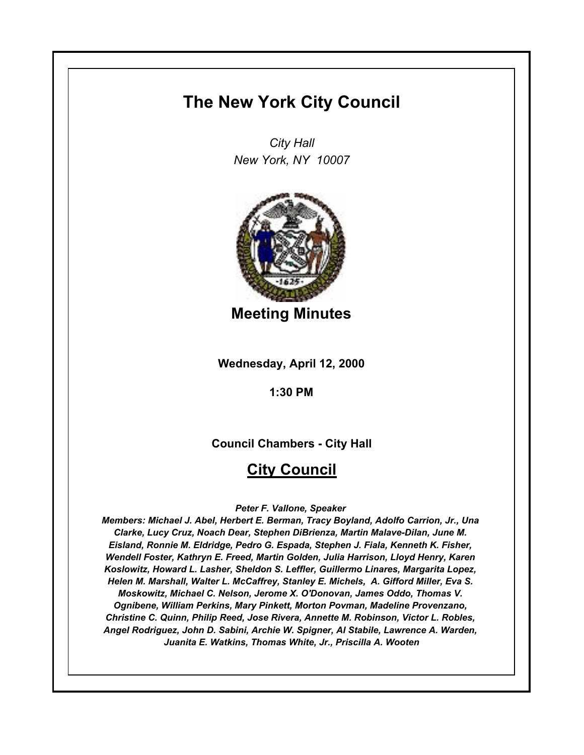# The New York City Council

*City Hall*
*New York, NY 10007*

## Meeting Minutes

**Wednesday, April 12, 2000**

**1:30 PM**

**Council Chambers - City Hall**

## City Council

***Peter F. Vallone, Speaker***

***Members: Michael J. Abel, Herbert E. Berman, Tracy Boyland, Adolfo Carrion, Jr., Una Clarke, Lucy Cruz, Noach Dear, Stephen DiBrienza, Martin Malave-Dilan, June M. Eisland, Ronnie M. Eldridge, Pedro G. Espada, Stephen J. Fiala, Kenneth K. Fisher, Wendell Foster, Kathryn E. Freed, Martin Golden, Julia Harrison, Lloyd Henry, Karen Koslowitz, Howard L. Lasher, Sheldon S. Leffler, Guillermo Linares, Margarita Lopez, Helen M. Marshall, Walter L. McCaffrey, Stanley E. Michels, A. Gifford Miller, Eva S. Moskowitz, Michael C. Nelson, Jerome X. O'Donovan, James Oddo, Thomas V. Ognibene, William Perkins, Mary Pinkett, Morton Povman, Madeline Provenzano, Christine C. Quinn, Philip Reed, Jose Rivera, Annette M. Robinson, Victor L. Robles, Angel Rodriguez, John D. Sabini, Archie W. Spigner, Al Stabile, Lawrence A. Warden, Juanita E. Watkins, Thomas White, Jr., Priscilla A. Wooten***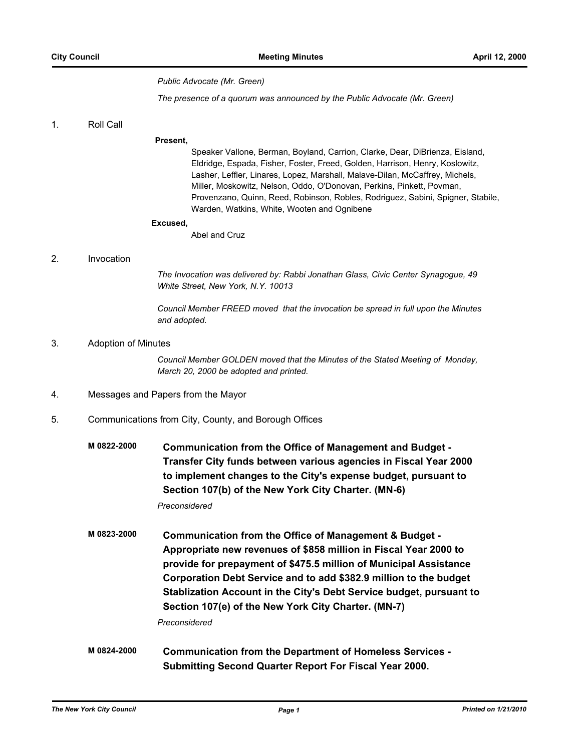*Public Advocate (Mr. Green)*

*The presence of a quorum was announced by the Public Advocate (Mr. Green)*

1. Roll Call

**Present,**

Speaker Vallone, Berman, Boyland, Carrion, Clarke, Dear, DiBrienza, Eisland, Eldridge, Espada, Fisher, Foster, Freed, Golden, Harrison, Henry, Koslowitz, Lasher, Leffler, Linares, Lopez, Marshall, Malave-Dilan, McCaffrey, Michels, Miller, Moskowitz, Nelson, Oddo, O'Donovan, Perkins, Pinkett, Povman, Provenzano, Quinn, Reed, Robinson, Robles, Rodriguez, Sabini, Spigner, Stabile, Warden, Watkins, White, Wooten and Ognibene

**Excused,**

Abel and Cruz

2. Invocation

*The Invocation was delivered by: Rabbi Jonathan Glass, Civic Center Synagogue, 49 White Street, New York, N.Y. 10013*

*Council Member FREED moved that the invocation be spread in full upon the Minutes and adopted.*

3. Adoption of Minutes

*Council Member GOLDEN moved that the Minutes of the Stated Meeting of Monday, March 20, 2000 be adopted and printed.*

4. Messages and Papers from the Mayor

5. Communications from City, County, and Borough Offices

**M 0822-2000** **Communication from the Office of Management and Budget - Transfer City funds between various agencies in Fiscal Year 2000 to implement changes to the City's expense budget, pursuant to Section 107(b) of the New York City Charter. (MN-6)**

*Preconsidered*

**M 0823-2000** **Communication from the Office of Management & Budget - Appropriate new revenues of $858 million in Fiscal Year 2000 to provide for prepayment of $475.5 million of Municipal Assistance Corporation Debt Service and to add $382.9 million to the budget Stablization Account in the City's Debt Service budget, pursuant to Section 107(e) of the New York City Charter. (MN-7)**

*Preconsidered*

**M 0824-2000** **Communication from the Department of Homeless Services - Submitting Second Quarter Report For Fiscal Year 2000.**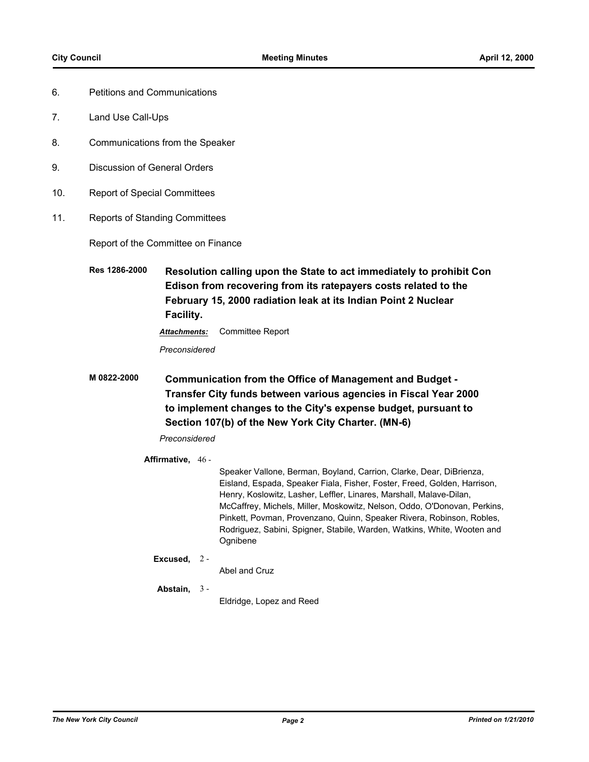6. Petitions and Communications
7. Land Use Call-Ups
8. Communications from the Speaker
9. Discussion of General Orders
10. Report of Special Committees
11. Reports of Standing Committees

Report of the Committee on Finance

**Res 1286-2000** **Resolution calling upon the State to act immediately to prohibit Con Edison from recovering from its ratepayers costs related to the February 15, 2000 radiation leak at its Indian Point 2 Nuclear Facility.**

***Attachments:*** Committee Report

*Preconsidered*

**M 0822-2000** **Communication from the Office of Management and Budget - Transfer City funds between various agencies in Fiscal Year 2000 to implement changes to the City's expense budget, pursuant to Section 107(b) of the New York City Charter. (MN-6)**

*Preconsidered*

**Affirmative,** 46 - Speaker Vallone, Berman, Boyland, Carrion, Clarke, Dear, DiBrienza, Eisland, Espada, Speaker Fiala, Fisher, Foster, Freed, Golden, Harrison, Henry, Koslowitz, Lasher, Leffler, Linares, Marshall, Malave-Dilan, McCaffrey, Michels, Miller, Moskowitz, Nelson, Oddo, O'Donovan, Perkins, Pinkett, Povman, Provenzano, Quinn, Speaker Rivera, Robinson, Robles, Rodriguez, Sabini, Spigner, Stabile, Warden, Watkins, White, Wooten and Ognibene

**Excused,** 2 - Abel and Cruz

**Abstain,** 3 - Eldridge, Lopez and Reed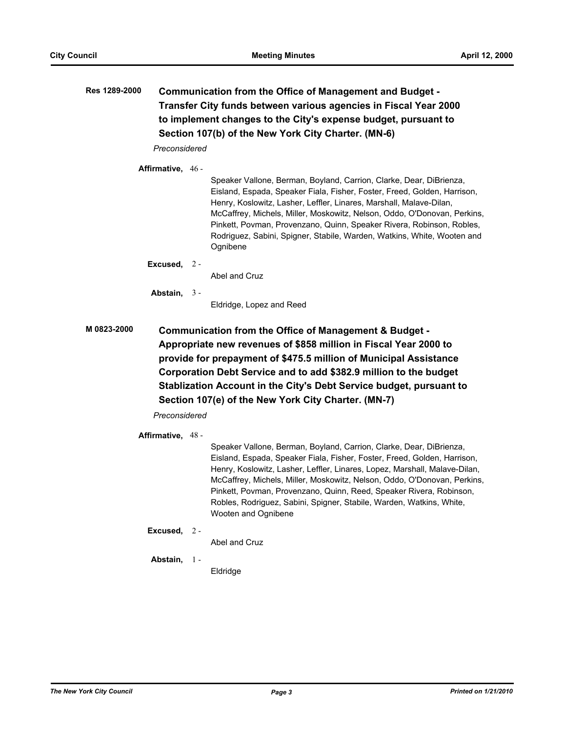**Res 1289-2000** **Communication from the Office of Management and Budget - Transfer City funds between various agencies in Fiscal Year 2000 to implement changes to the City's expense budget, pursuant to Section 107(b) of the New York City Charter. (MN-6)**

*Preconsidered*

**Affirmative,** 46 -

Speaker Vallone, Berman, Boyland, Carrion, Clarke, Dear, DiBrienza, Eisland, Espada, Speaker Fiala, Fisher, Foster, Freed, Golden, Harrison, Henry, Koslowitz, Lasher, Leffler, Linares, Marshall, Malave-Dilan, McCaffrey, Michels, Miller, Moskowitz, Nelson, Oddo, O'Donovan, Perkins, Pinkett, Povman, Provenzano, Quinn, Speaker Rivera, Robinson, Robles, Rodriguez, Sabini, Spigner, Stabile, Warden, Watkins, White, Wooten and Ognibene

**Excused,** 2 -

Abel and Cruz

**Abstain,** 3 -

Eldridge, Lopez and Reed

**M 0823-2000** **Communication from the Office of Management & Budget - Appropriate new revenues of $858 million in Fiscal Year 2000 to provide for prepayment of $475.5 million of Municipal Assistance Corporation Debt Service and to add $382.9 million to the budget Stablization Account in the City's Debt Service budget, pursuant to Section 107(e) of the New York City Charter. (MN-7)**

*Preconsidered*

**Affirmative,** 48 -

Speaker Vallone, Berman, Boyland, Carrion, Clarke, Dear, DiBrienza, Eisland, Espada, Speaker Fiala, Fisher, Foster, Freed, Golden, Harrison, Henry, Koslowitz, Lasher, Leffler, Linares, Lopez, Marshall, Malave-Dilan, McCaffrey, Michels, Miller, Moskowitz, Nelson, Oddo, O'Donovan, Perkins, Pinkett, Povman, Provenzano, Quinn, Reed, Speaker Rivera, Robinson, Robles, Rodriguez, Sabini, Spigner, Stabile, Warden, Watkins, White, Wooten and Ognibene

**Excused,** 2 -

Abel and Cruz

**Abstain,** 1 -

Eldridge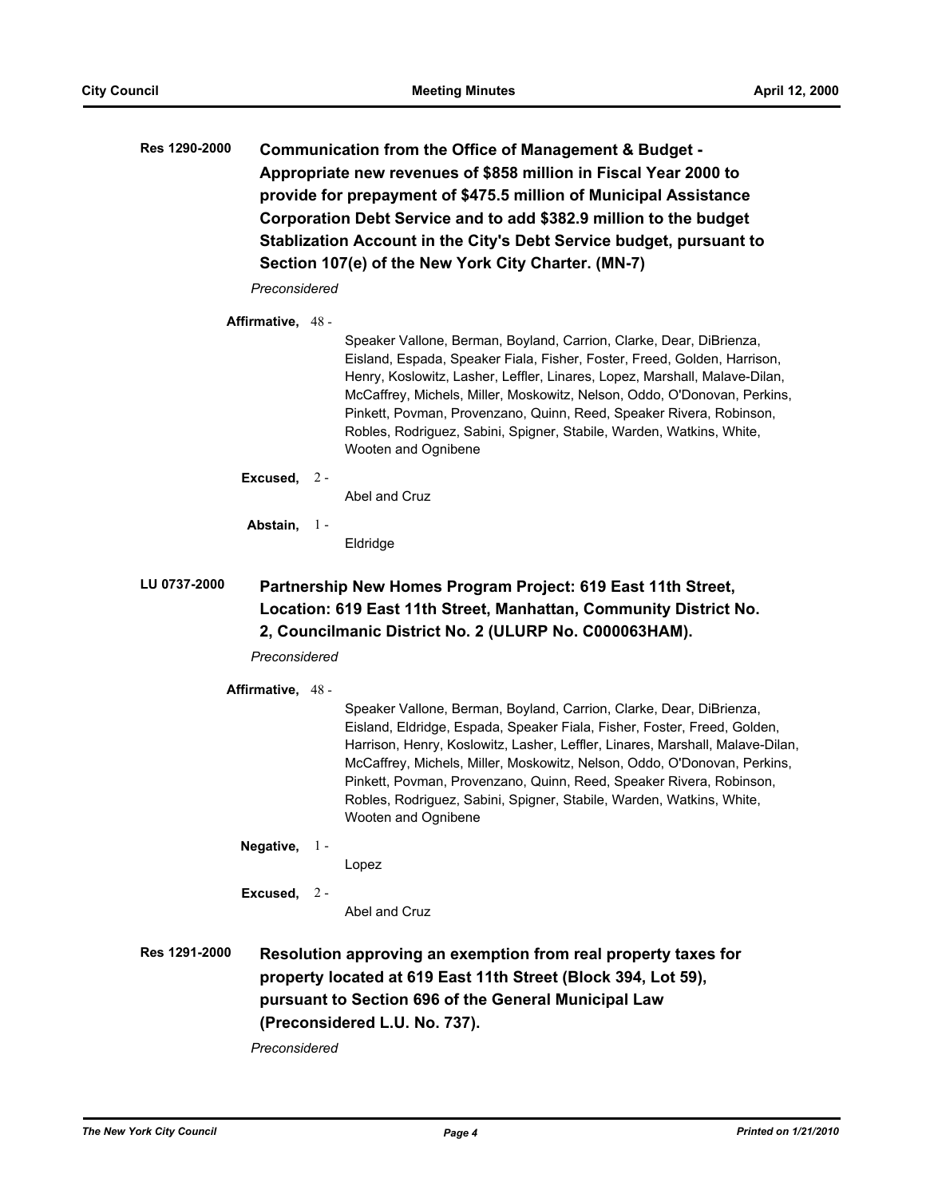**Res 1290-2000** **Communication from the Office of Management & Budget - Appropriate new revenues of $858 million in Fiscal Year 2000 to provide for prepayment of $475.5 million of Municipal Assistance Corporation Debt Service and to add $382.9 million to the budget Stablization Account in the City's Debt Service budget, pursuant to Section 107(e) of the New York City Charter. (MN-7)**

*Preconsidered*

**Affirmative,** 48 - Speaker Vallone, Berman, Boyland, Carrion, Clarke, Dear, DiBrienza, Eisland, Espada, Speaker Fiala, Fisher, Foster, Freed, Golden, Harrison, Henry, Koslowitz, Lasher, Leffler, Linares, Lopez, Marshall, Malave-Dilan, McCaffrey, Michels, Miller, Moskowitz, Nelson, Oddo, O'Donovan, Perkins, Pinkett, Povman, Provenzano, Quinn, Reed, Speaker Rivera, Robinson, Robles, Rodriguez, Sabini, Spigner, Stabile, Warden, Watkins, White, Wooten and Ognibene

**Excused,** 2 - Abel and Cruz

**Abstain,** 1 - Eldridge

**LU 0737-2000** **Partnership New Homes Program Project: 619 East 11th Street, Location: 619 East 11th Street, Manhattan, Community District No. 2, Councilmanic District No. 2 (ULURP No. C000063HAM).**

*Preconsidered*

**Affirmative,** 48 - Speaker Vallone, Berman, Boyland, Carrion, Clarke, Dear, DiBrienza, Eisland, Eldridge, Espada, Speaker Fiala, Fisher, Foster, Freed, Golden, Harrison, Henry, Koslowitz, Lasher, Leffler, Linares, Marshall, Malave-Dilan, McCaffrey, Michels, Miller, Moskowitz, Nelson, Oddo, O'Donovan, Perkins, Pinkett, Povman, Provenzano, Quinn, Reed, Speaker Rivera, Robinson, Robles, Rodriguez, Sabini, Spigner, Stabile, Warden, Watkins, White, Wooten and Ognibene

**Negative,** 1 - Lopez

**Excused,** 2 - Abel and Cruz

**Res 1291-2000** **Resolution approving an exemption from real property taxes for property located at 619 East 11th Street (Block 394, Lot 59), pursuant to Section 696 of the General Municipal Law (Preconsidered L.U. No. 737).**

*Preconsidered*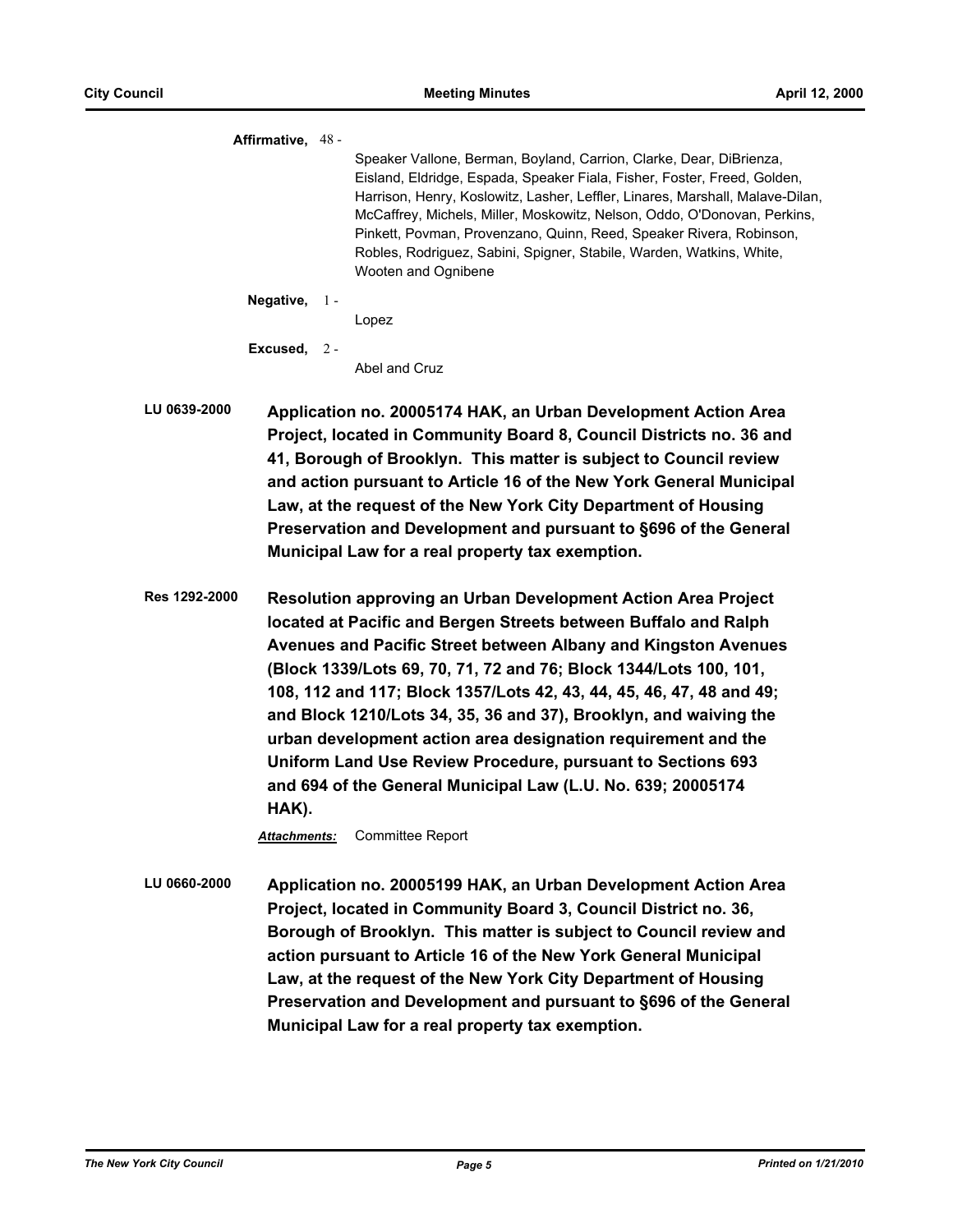**Affirmative,** 48 -

Speaker Vallone, Berman, Boyland, Carrion, Clarke, Dear, DiBrienza, Eisland, Eldridge, Espada, Speaker Fiala, Fisher, Foster, Freed, Golden, Harrison, Henry, Koslowitz, Lasher, Leffler, Linares, Marshall, Malave-Dilan, McCaffrey, Michels, Miller, Moskowitz, Nelson, Oddo, O'Donovan, Perkins, Pinkett, Povman, Provenzano, Quinn, Reed, Speaker Rivera, Robinson, Robles, Rodriguez, Sabini, Spigner, Stabile, Warden, Watkins, White, Wooten and Ognibene

**Negative,** 1 -

Lopez

**Excused,** 2 -

Abel and Cruz

**LU 0639-2000** **Application no. 20005174 HAK, an Urban Development Action Area Project, located in Community Board 8, Council Districts no. 36 and 41, Borough of Brooklyn. This matter is subject to Council review and action pursuant to Article 16 of the New York General Municipal Law, at the request of the New York City Department of Housing Preservation and Development and pursuant to §696 of the General Municipal Law for a real property tax exemption.**

**Res 1292-2000** **Resolution approving an Urban Development Action Area Project located at Pacific and Bergen Streets between Buffalo and Ralph Avenues and Pacific Street between Albany and Kingston Avenues (Block 1339/Lots 69, 70, 71, 72 and 76; Block 1344/Lots 100, 101, 108, 112 and 117; Block 1357/Lots 42, 43, 44, 45, 46, 47, 48 and 49; and Block 1210/Lots 34, 35, 36 and 37), Brooklyn, and waiving the urban development action area designation requirement and the Uniform Land Use Review Procedure, pursuant to Sections 693 and 694 of the General Municipal Law (L.U. No. 639; 20005174 HAK).**

***Attachments:*** Committee Report

**LU 0660-2000** **Application no. 20005199 HAK, an Urban Development Action Area Project, located in Community Board 3, Council District no. 36, Borough of Brooklyn. This matter is subject to Council review and action pursuant to Article 16 of the New York General Municipal Law, at the request of the New York City Department of Housing Preservation and Development and pursuant to §696 of the General Municipal Law for a real property tax exemption.**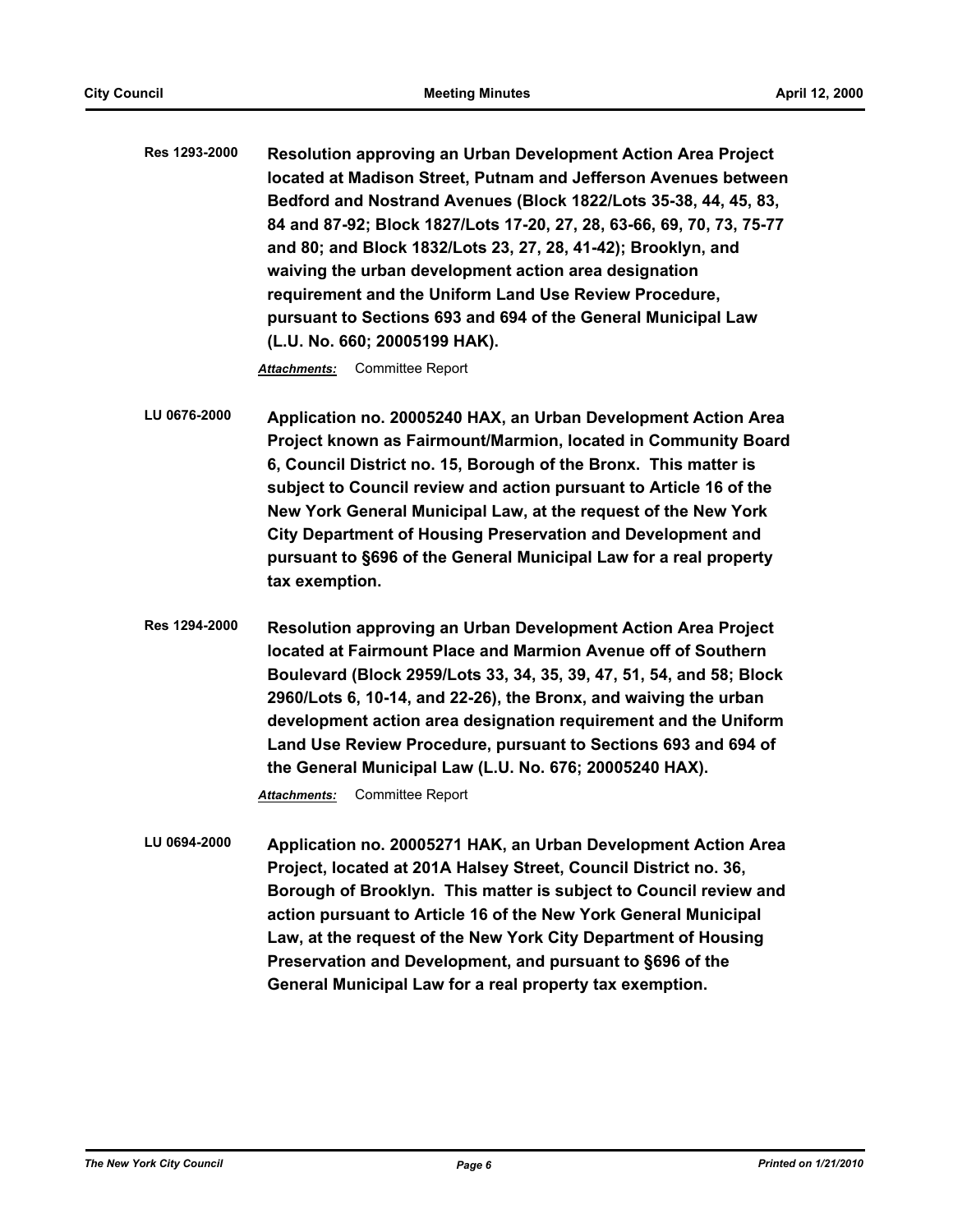**Res 1293-2000** **Resolution approving an Urban Development Action Area Project located at Madison Street, Putnam and Jefferson Avenues between Bedford and Nostrand Avenues (Block 1822/Lots 35-38, 44, 45, 83, 84 and 87-92; Block 1827/Lots 17-20, 27, 28, 63-66, 69, 70, 73, 75-77 and 80; and Block 1832/Lots 23, 27, 28, 41-42); Brooklyn, and waiving the urban development action area designation requirement and the Uniform Land Use Review Procedure, pursuant to Sections 693 and 694 of the General Municipal Law (L.U. No. 660; 20005199 HAK).**

***Attachments:*** Committee Report

**LU 0676-2000** **Application no. 20005240 HAX, an Urban Development Action Area Project known as Fairmount/Marmion, located in Community Board 6, Council District no. 15, Borough of the Bronx. This matter is subject to Council review and action pursuant to Article 16 of the New York General Municipal Law, at the request of the New York City Department of Housing Preservation and Development and pursuant to §696 of the General Municipal Law for a real property tax exemption.**

**Res 1294-2000** **Resolution approving an Urban Development Action Area Project located at Fairmount Place and Marmion Avenue off of Southern Boulevard (Block 2959/Lots 33, 34, 35, 39, 47, 51, 54, and 58; Block 2960/Lots 6, 10-14, and 22-26), the Bronx, and waiving the urban development action area designation requirement and the Uniform Land Use Review Procedure, pursuant to Sections 693 and 694 of the General Municipal Law (L.U. No. 676; 20005240 HAX).**

***Attachments:*** Committee Report

**LU 0694-2000** **Application no. 20005271 HAK, an Urban Development Action Area Project, located at 201A Halsey Street, Council District no. 36, Borough of Brooklyn. This matter is subject to Council review and action pursuant to Article 16 of the New York General Municipal Law, at the request of the New York City Department of Housing Preservation and Development, and pursuant to §696 of the General Municipal Law for a real property tax exemption.**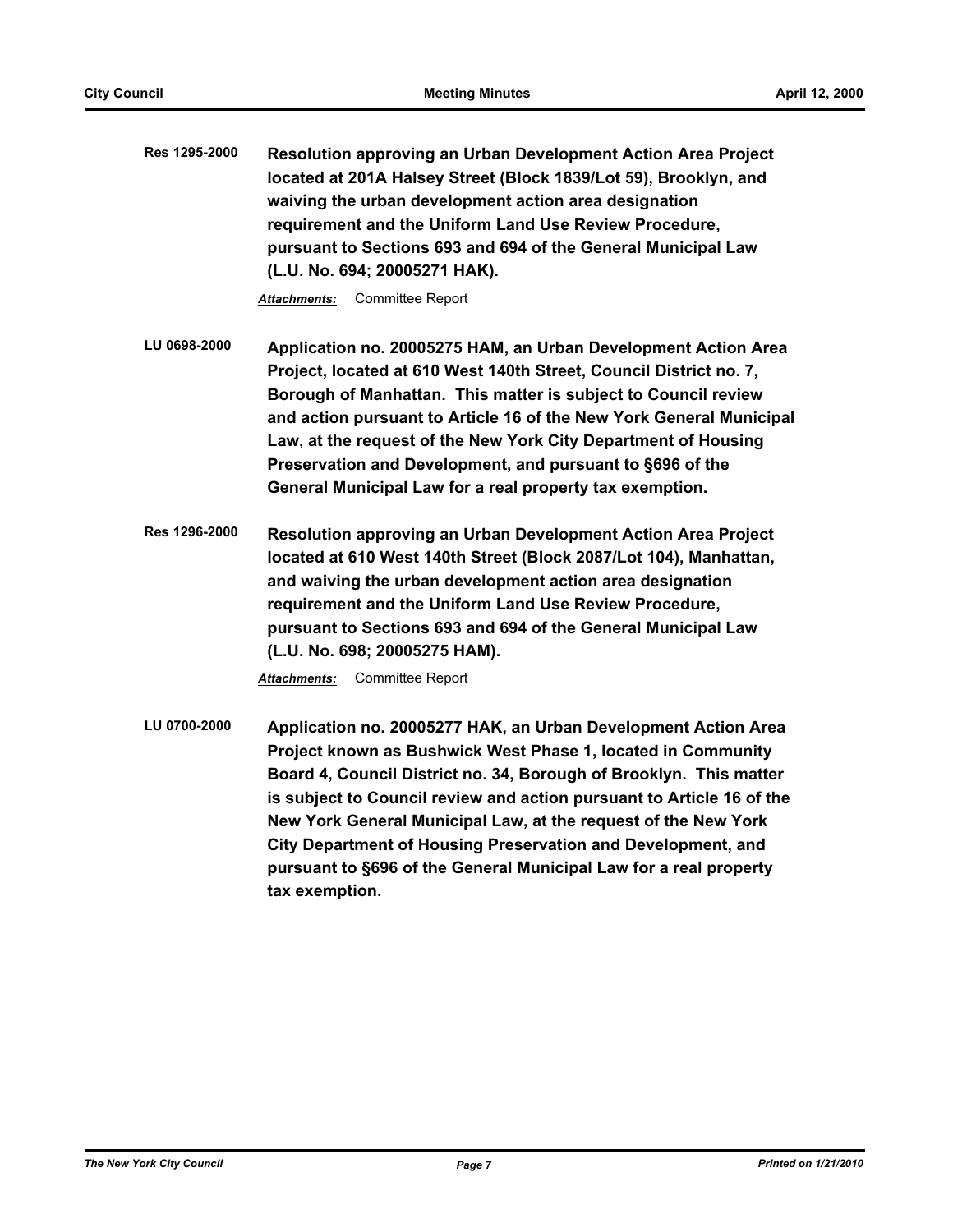**Res 1295-2000** **Resolution approving an Urban Development Action Area Project located at 201A Halsey Street (Block 1839/Lot 59), Brooklyn, and waiving the urban development action area designation requirement and the Uniform Land Use Review Procedure, pursuant to Sections 693 and 694 of the General Municipal Law (L.U. No. 694; 20005271 HAK).**

***Attachments:*** Committee Report

**LU 0698-2000** **Application no. 20005275 HAM, an Urban Development Action Area Project, located at 610 West 140th Street, Council District no. 7, Borough of Manhattan. This matter is subject to Council review and action pursuant to Article 16 of the New York General Municipal Law, at the request of the New York City Department of Housing Preservation and Development, and pursuant to §696 of the General Municipal Law for a real property tax exemption.**

**Res 1296-2000** **Resolution approving an Urban Development Action Area Project located at 610 West 140th Street (Block 2087/Lot 104), Manhattan, and waiving the urban development action area designation requirement and the Uniform Land Use Review Procedure, pursuant to Sections 693 and 694 of the General Municipal Law (L.U. No. 698; 20005275 HAM).**

***Attachments:*** Committee Report

**LU 0700-2000** **Application no. 20005277 HAK, an Urban Development Action Area Project known as Bushwick West Phase 1, located in Community Board 4, Council District no. 34, Borough of Brooklyn. This matter is subject to Council review and action pursuant to Article 16 of the New York General Municipal Law, at the request of the New York City Department of Housing Preservation and Development, and pursuant to §696 of the General Municipal Law for a real property tax exemption.**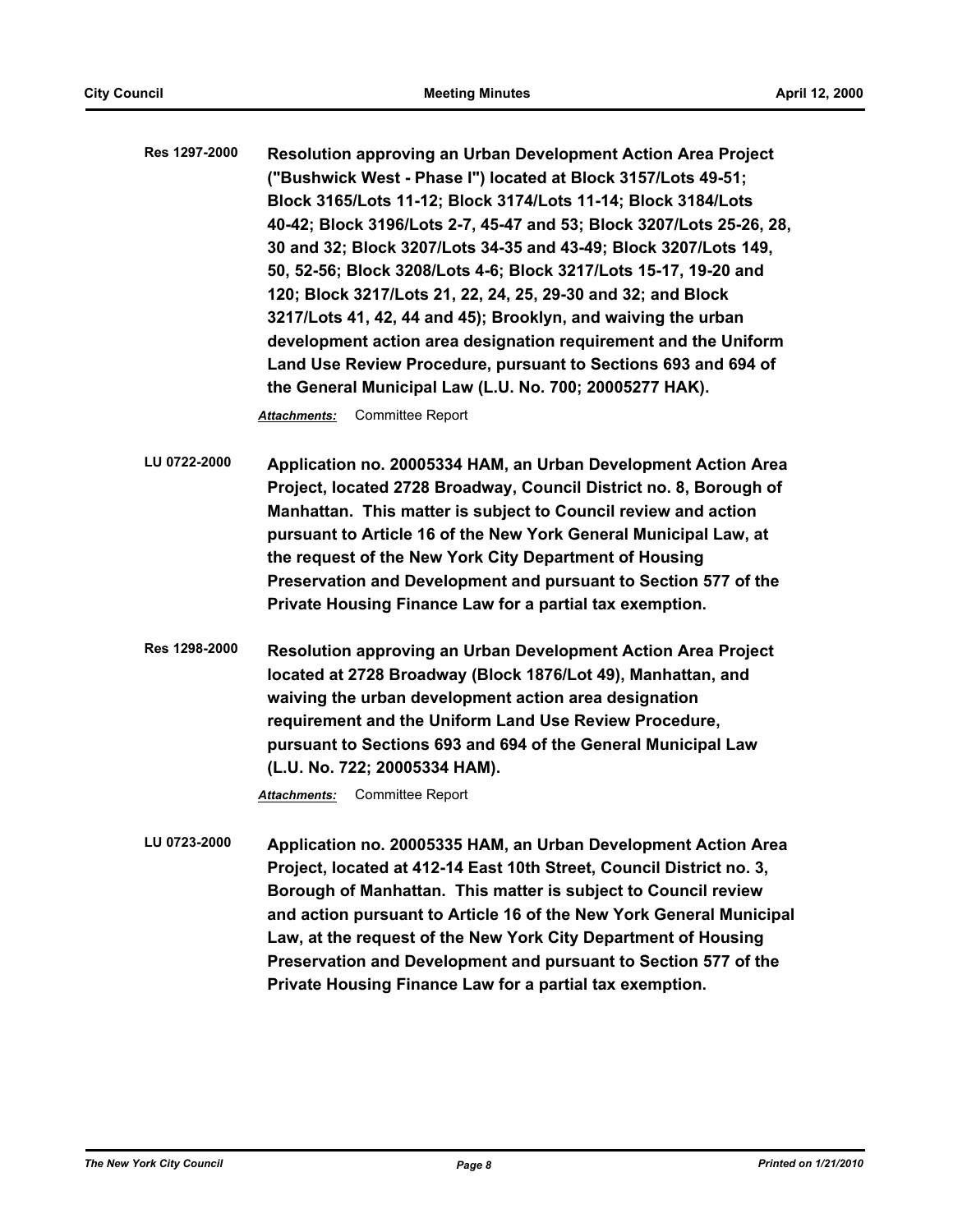**Res 1297-2000** **Resolution approving an Urban Development Action Area Project ("Bushwick West - Phase I") located at Block 3157/Lots 49-51; Block 3165/Lots 11-12; Block 3174/Lots 11-14; Block 3184/Lots 40-42; Block 3196/Lots 2-7, 45-47 and 53; Block 3207/Lots 25-26, 28, 30 and 32; Block 3207/Lots 34-35 and 43-49; Block 3207/Lots 149, 50, 52-56; Block 3208/Lots 4-6; Block 3217/Lots 15-17, 19-20 and 120; Block 3217/Lots 21, 22, 24, 25, 29-30 and 32; and Block 3217/Lots 41, 42, 44 and 45); Brooklyn, and waiving the urban development action area designation requirement and the Uniform Land Use Review Procedure, pursuant to Sections 693 and 694 of the General Municipal Law (L.U. No. 700; 20005277 HAK).**

***Attachments:*** Committee Report

**LU 0722-2000** **Application no. 20005334 HAM, an Urban Development Action Area Project, located 2728 Broadway, Council District no. 8, Borough of Manhattan. This matter is subject to Council review and action pursuant to Article 16 of the New York General Municipal Law, at the request of the New York City Department of Housing Preservation and Development and pursuant to Section 577 of the Private Housing Finance Law for a partial tax exemption.**

**Res 1298-2000** **Resolution approving an Urban Development Action Area Project located at 2728 Broadway (Block 1876/Lot 49), Manhattan, and waiving the urban development action area designation requirement and the Uniform Land Use Review Procedure, pursuant to Sections 693 and 694 of the General Municipal Law (L.U. No. 722; 20005334 HAM).**

***Attachments:*** Committee Report

**LU 0723-2000** **Application no. 20005335 HAM, an Urban Development Action Area Project, located at 412-14 East 10th Street, Council District no. 3, Borough of Manhattan. This matter is subject to Council review and action pursuant to Article 16 of the New York General Municipal Law, at the request of the New York City Department of Housing Preservation and Development and pursuant to Section 577 of the Private Housing Finance Law for a partial tax exemption.**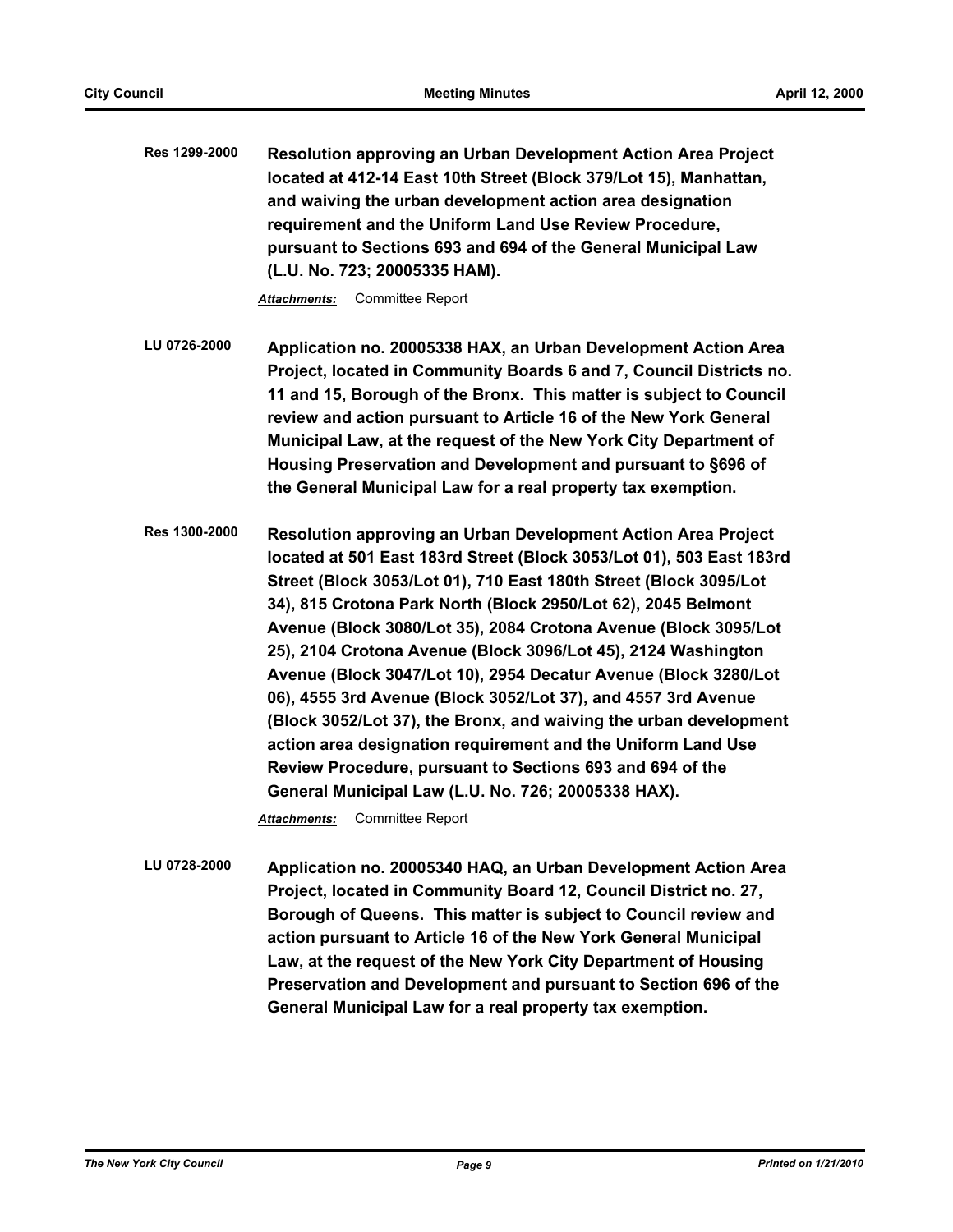**Res 1299-2000** **Resolution approving an Urban Development Action Area Project located at 412-14 East 10th Street (Block 379/Lot 15), Manhattan, and waiving the urban development action area designation requirement and the Uniform Land Use Review Procedure, pursuant to Sections 693 and 694 of the General Municipal Law (L.U. No. 723; 20005335 HAM).**

***Attachments:*** Committee Report

**LU 0726-2000** **Application no. 20005338 HAX, an Urban Development Action Area Project, located in Community Boards 6 and 7, Council Districts no. 11 and 15, Borough of the Bronx. This matter is subject to Council review and action pursuant to Article 16 of the New York General Municipal Law, at the request of the New York City Department of Housing Preservation and Development and pursuant to §696 of the General Municipal Law for a real property tax exemption.**

**Res 1300-2000** **Resolution approving an Urban Development Action Area Project located at 501 East 183rd Street (Block 3053/Lot 01), 503 East 183rd Street (Block 3053/Lot 01), 710 East 180th Street (Block 3095/Lot 34), 815 Crotona Park North (Block 2950/Lot 62), 2045 Belmont Avenue (Block 3080/Lot 35), 2084 Crotona Avenue (Block 3095/Lot 25), 2104 Crotona Avenue (Block 3096/Lot 45), 2124 Washington Avenue (Block 3047/Lot 10), 2954 Decatur Avenue (Block 3280/Lot 06), 4555 3rd Avenue (Block 3052/Lot 37), and 4557 3rd Avenue (Block 3052/Lot 37), the Bronx, and waiving the urban development action area designation requirement and the Uniform Land Use Review Procedure, pursuant to Sections 693 and 694 of the General Municipal Law (L.U. No. 726; 20005338 HAX).**

***Attachments:*** Committee Report

**LU 0728-2000** **Application no. 20005340 HAQ, an Urban Development Action Area Project, located in Community Board 12, Council District no. 27, Borough of Queens. This matter is subject to Council review and action pursuant to Article 16 of the New York General Municipal Law, at the request of the New York City Department of Housing Preservation and Development and pursuant to Section 696 of the General Municipal Law for a real property tax exemption.**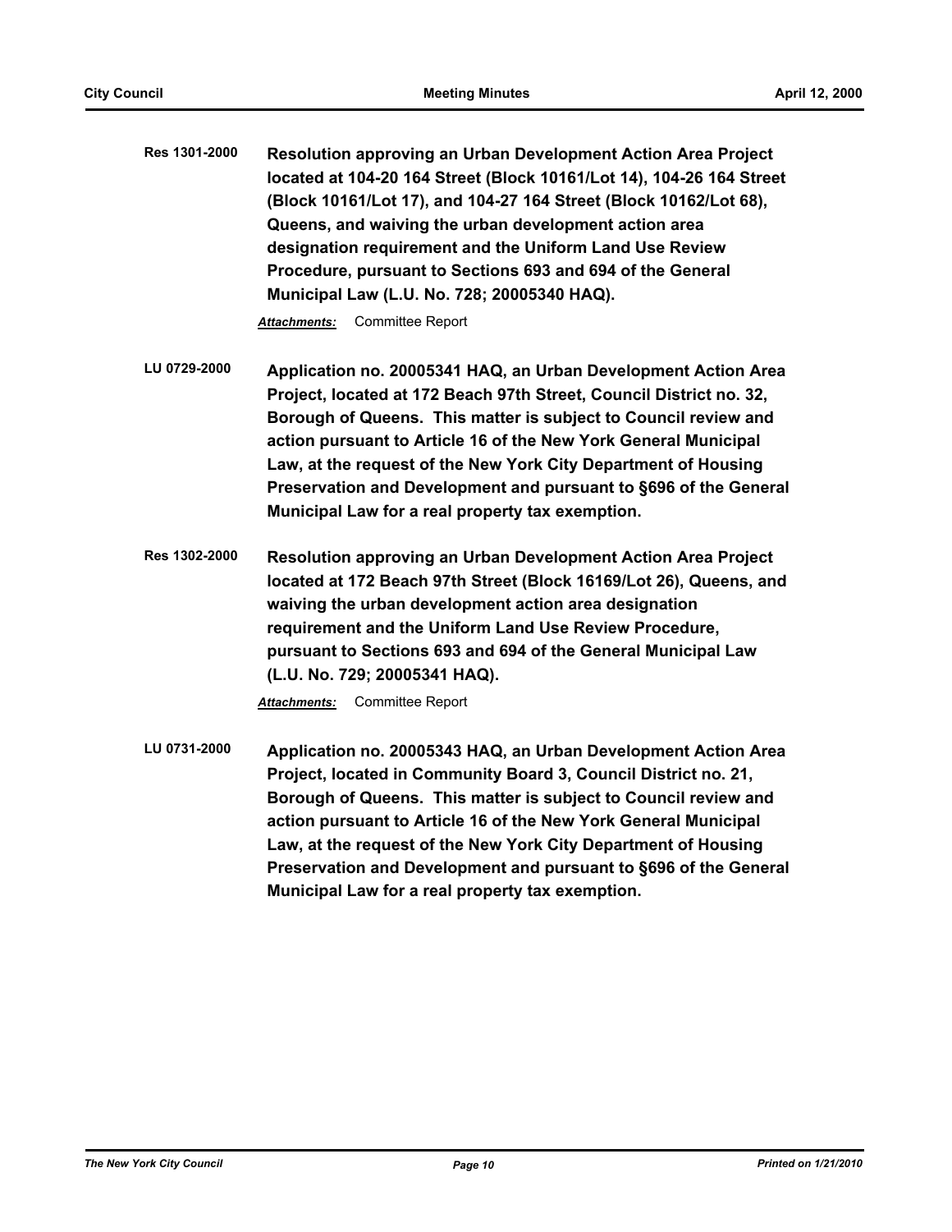**Res 1301-2000** **Resolution approving an Urban Development Action Area Project located at 104-20 164 Street (Block 10161/Lot 14), 104-26 164 Street (Block 10161/Lot 17), and 104-27 164 Street (Block 10162/Lot 68), Queens, and waiving the urban development action area designation requirement and the Uniform Land Use Review Procedure, pursuant to Sections 693 and 694 of the General Municipal Law (L.U. No. 728; 20005340 HAQ).**

***Attachments:*** Committee Report

**LU 0729-2000** **Application no. 20005341 HAQ, an Urban Development Action Area Project, located at 172 Beach 97th Street, Council District no. 32, Borough of Queens. This matter is subject to Council review and action pursuant to Article 16 of the New York General Municipal Law, at the request of the New York City Department of Housing Preservation and Development and pursuant to §696 of the General Municipal Law for a real property tax exemption.**

**Res 1302-2000** **Resolution approving an Urban Development Action Area Project located at 172 Beach 97th Street (Block 16169/Lot 26), Queens, and waiving the urban development action area designation requirement and the Uniform Land Use Review Procedure, pursuant to Sections 693 and 694 of the General Municipal Law (L.U. No. 729; 20005341 HAQ).**

***Attachments:*** Committee Report

**LU 0731-2000** **Application no. 20005343 HAQ, an Urban Development Action Area Project, located in Community Board 3, Council District no. 21, Borough of Queens. This matter is subject to Council review and action pursuant to Article 16 of the New York General Municipal Law, at the request of the New York City Department of Housing Preservation and Development and pursuant to §696 of the General Municipal Law for a real property tax exemption.**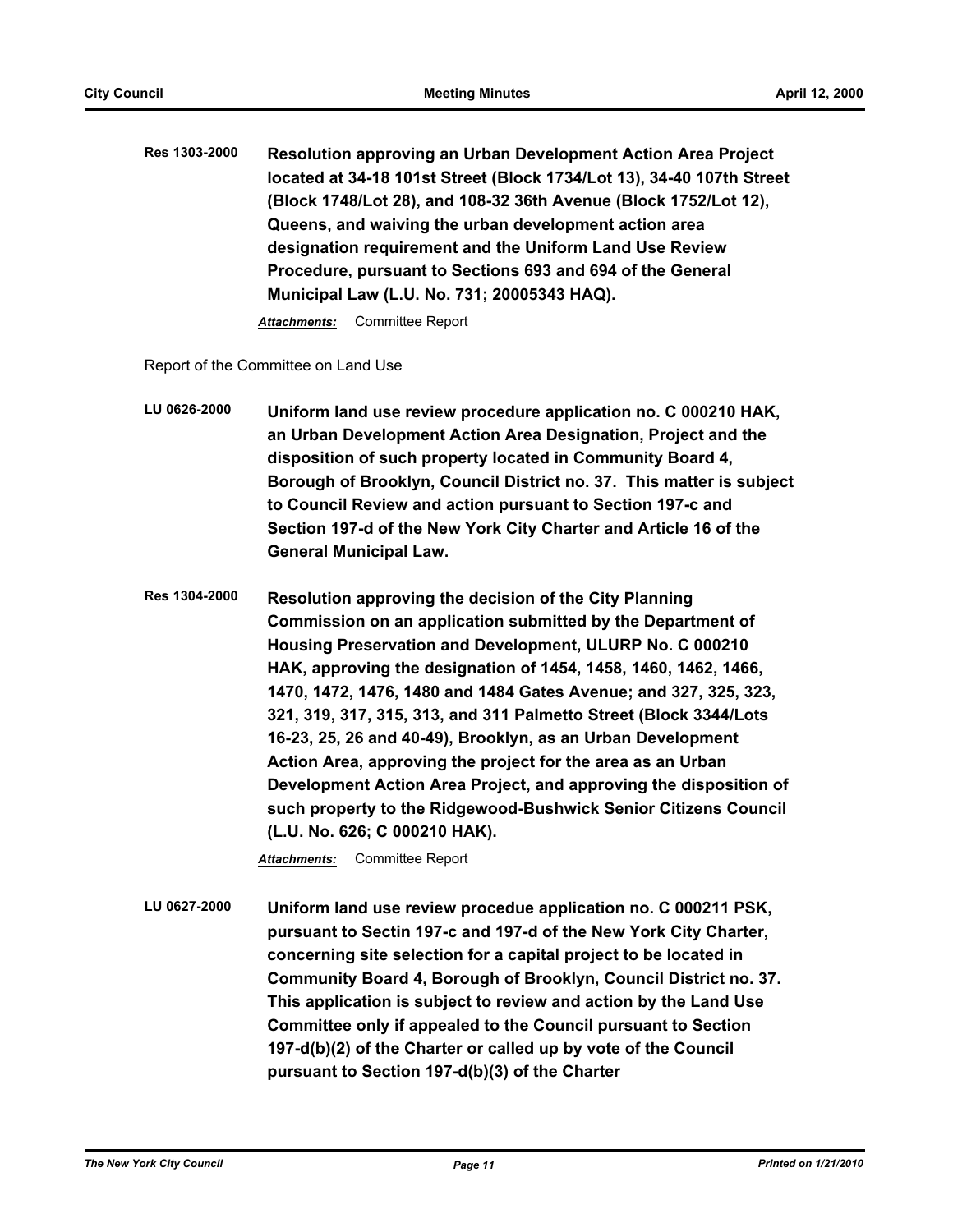**Res 1303-2000** **Resolution approving an Urban Development Action Area Project located at 34-18 101st Street (Block 1734/Lot 13), 34-40 107th Street (Block 1748/Lot 28), and 108-32 36th Avenue (Block 1752/Lot 12), Queens, and waiving the urban development action area designation requirement and the Uniform Land Use Review Procedure, pursuant to Sections 693 and 694 of the General Municipal Law (L.U. No. 731; 20005343 HAQ).**

***Attachments:*** Committee Report

Report of the Committee on Land Use

**LU 0626-2000** **Uniform land use review procedure application no. C 000210 HAK, an Urban Development Action Area Designation, Project and the disposition of such property located in Community Board 4, Borough of Brooklyn, Council District no. 37. This matter is subject to Council Review and action pursuant to Section 197-c and Section 197-d of the New York City Charter and Article 16 of the General Municipal Law.**

**Res 1304-2000** **Resolution approving the decision of the City Planning Commission on an application submitted by the Department of Housing Preservation and Development, ULURP No. C 000210 HAK, approving the designation of 1454, 1458, 1460, 1462, 1466, 1470, 1472, 1476, 1480 and 1484 Gates Avenue; and 327, 325, 323, 321, 319, 317, 315, 313, and 311 Palmetto Street (Block 3344/Lots 16-23, 25, 26 and 40-49), Brooklyn, as an Urban Development Action Area, approving the project for the area as an Urban Development Action Area Project, and approving the disposition of such property to the Ridgewood-Bushwick Senior Citizens Council (L.U. No. 626; C 000210 HAK).**

***Attachments:*** Committee Report

**LU 0627-2000** **Uniform land use review procedue application no. C 000211 PSK, pursuant to Sectin 197-c and 197-d of the New York City Charter, concerning site selection for a capital project to be located in Community Board 4, Borough of Brooklyn, Council District no. 37. This application is subject to review and action by the Land Use Committee only if appealed to the Council pursuant to Section 197-d(b)(2) of the Charter or called up by vote of the Council pursuant to Section 197-d(b)(3) of the Charter**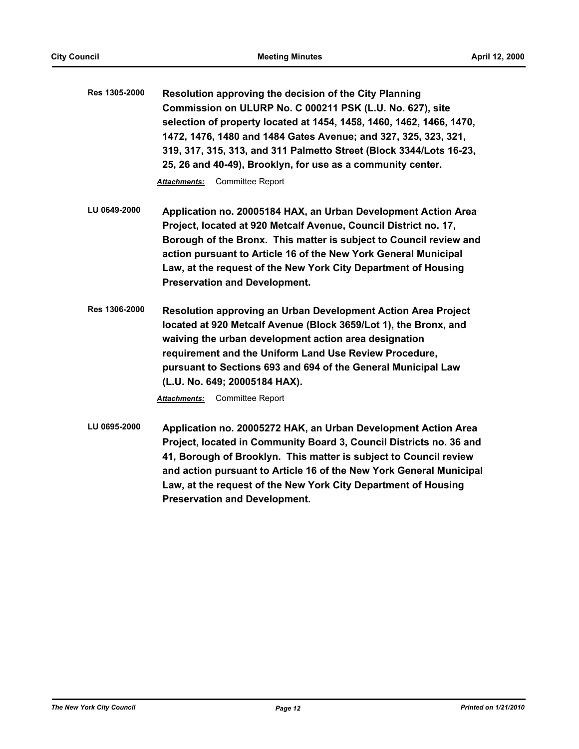**Res 1305-2000** **Resolution approving the decision of the City Planning Commission on ULURP No. C 000211 PSK (L.U. No. 627), site selection of property located at 1454, 1458, 1460, 1462, 1466, 1470, 1472, 1476, 1480 and 1484 Gates Avenue; and 327, 325, 323, 321, 319, 317, 315, 313, and 311 Palmetto Street (Block 3344/Lots 16-23, 25, 26 and 40-49), Brooklyn, for use as a community center.**

***Attachments:*** Committee Report

**LU 0649-2000** **Application no. 20005184 HAX, an Urban Development Action Area Project, located at 920 Metcalf Avenue, Council District no. 17, Borough of the Bronx. This matter is subject to Council review and action pursuant to Article 16 of the New York General Municipal Law, at the request of the New York City Department of Housing Preservation and Development.**

**Res 1306-2000** **Resolution approving an Urban Development Action Area Project located at 920 Metcalf Avenue (Block 3659/Lot 1), the Bronx, and waiving the urban development action area designation requirement and the Uniform Land Use Review Procedure, pursuant to Sections 693 and 694 of the General Municipal Law (L.U. No. 649; 20005184 HAX).**

***Attachments:*** Committee Report

**LU 0695-2000** **Application no. 20005272 HAK, an Urban Development Action Area Project, located in Community Board 3, Council Districts no. 36 and 41, Borough of Brooklyn. This matter is subject to Council review and action pursuant to Article 16 of the New York General Municipal Law, at the request of the New York City Department of Housing Preservation and Development.**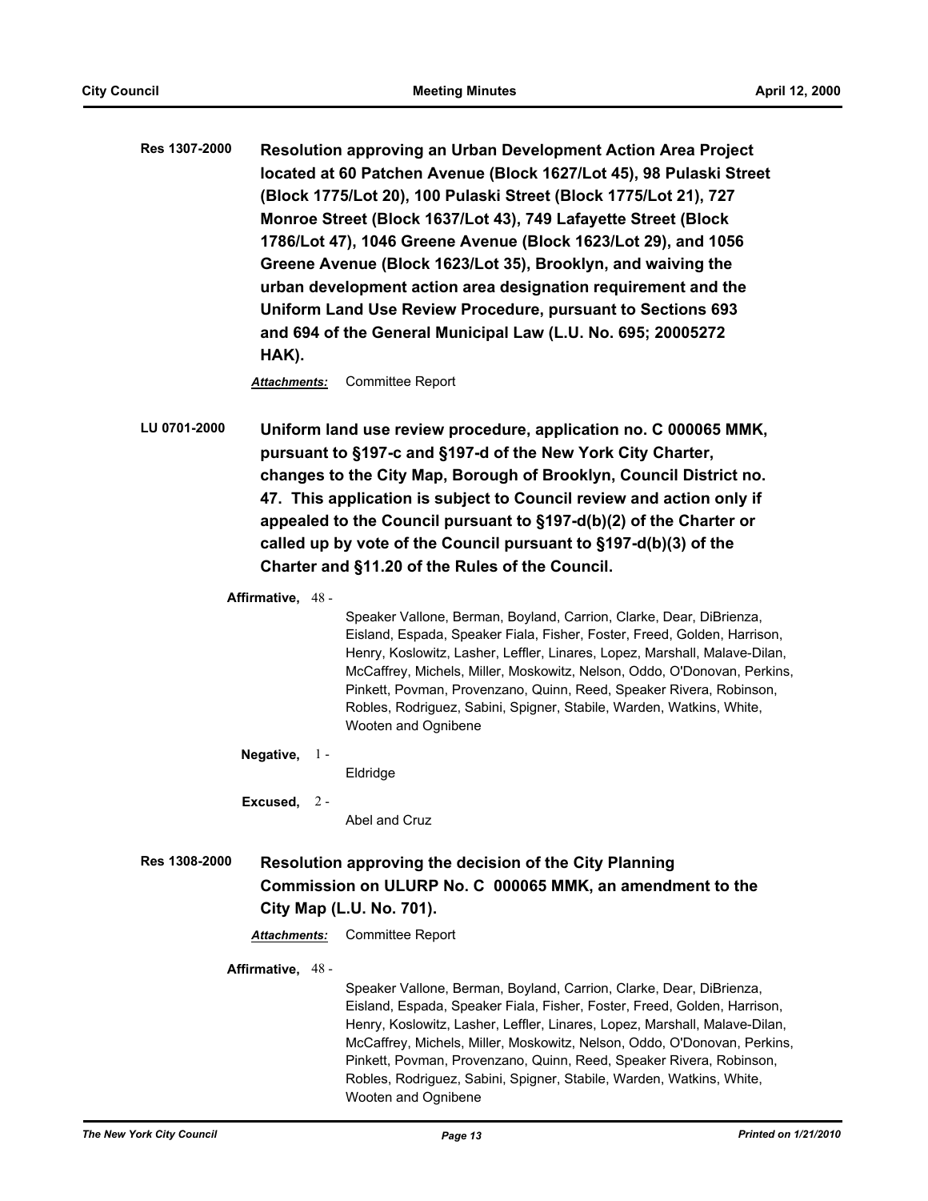**Res 1307-2000** **Resolution approving an Urban Development Action Area Project located at 60 Patchen Avenue (Block 1627/Lot 45), 98 Pulaski Street (Block 1775/Lot 20), 100 Pulaski Street (Block 1775/Lot 21), 727 Monroe Street (Block 1637/Lot 43), 749 Lafayette Street (Block 1786/Lot 47), 1046 Greene Avenue (Block 1623/Lot 29), and 1056 Greene Avenue (Block 1623/Lot 35), Brooklyn, and waiving the urban development action area designation requirement and the Uniform Land Use Review Procedure, pursuant to Sections 693 and 694 of the General Municipal Law (L.U. No. 695; 20005272 HAK).**

***Attachments:*** Committee Report

**LU 0701-2000** **Uniform land use review procedure, application no. C 000065 MMK, pursuant to §197-c and §197-d of the New York City Charter, changes to the City Map, Borough of Brooklyn, Council District no. 47. This application is subject to Council review and action only if appealed to the Council pursuant to §197-d(b)(2) of the Charter or called up by vote of the Council pursuant to §197-d(b)(3) of the Charter and §11.20 of the Rules of the Council.**

**Affirmative,** 48 - Speaker Vallone, Berman, Boyland, Carrion, Clarke, Dear, DiBrienza, Eisland, Espada, Speaker Fiala, Fisher, Foster, Freed, Golden, Harrison, Henry, Koslowitz, Lasher, Leffler, Linares, Lopez, Marshall, Malave-Dilan, McCaffrey, Michels, Miller, Moskowitz, Nelson, Oddo, O'Donovan, Perkins, Pinkett, Povman, Provenzano, Quinn, Reed, Speaker Rivera, Robinson, Robles, Rodriguez, Sabini, Spigner, Stabile, Warden, Watkins, White, Wooten and Ognibene

**Negative,** 1 - Eldridge

**Excused,** 2 - Abel and Cruz

**Res 1308-2000** **Resolution approving the decision of the City Planning Commission on ULURP No. C 000065 MMK, an amendment to the City Map (L.U. No. 701).**

***Attachments:*** Committee Report

**Affirmative,** 48 - Speaker Vallone, Berman, Boyland, Carrion, Clarke, Dear, DiBrienza, Eisland, Espada, Speaker Fiala, Fisher, Foster, Freed, Golden, Harrison, Henry, Koslowitz, Lasher, Leffler, Linares, Lopez, Marshall, Malave-Dilan, McCaffrey, Michels, Miller, Moskowitz, Nelson, Oddo, O'Donovan, Perkins, Pinkett, Povman, Provenzano, Quinn, Reed, Speaker Rivera, Robinson, Robles, Rodriguez, Sabini, Spigner, Stabile, Warden, Watkins, White, Wooten and Ognibene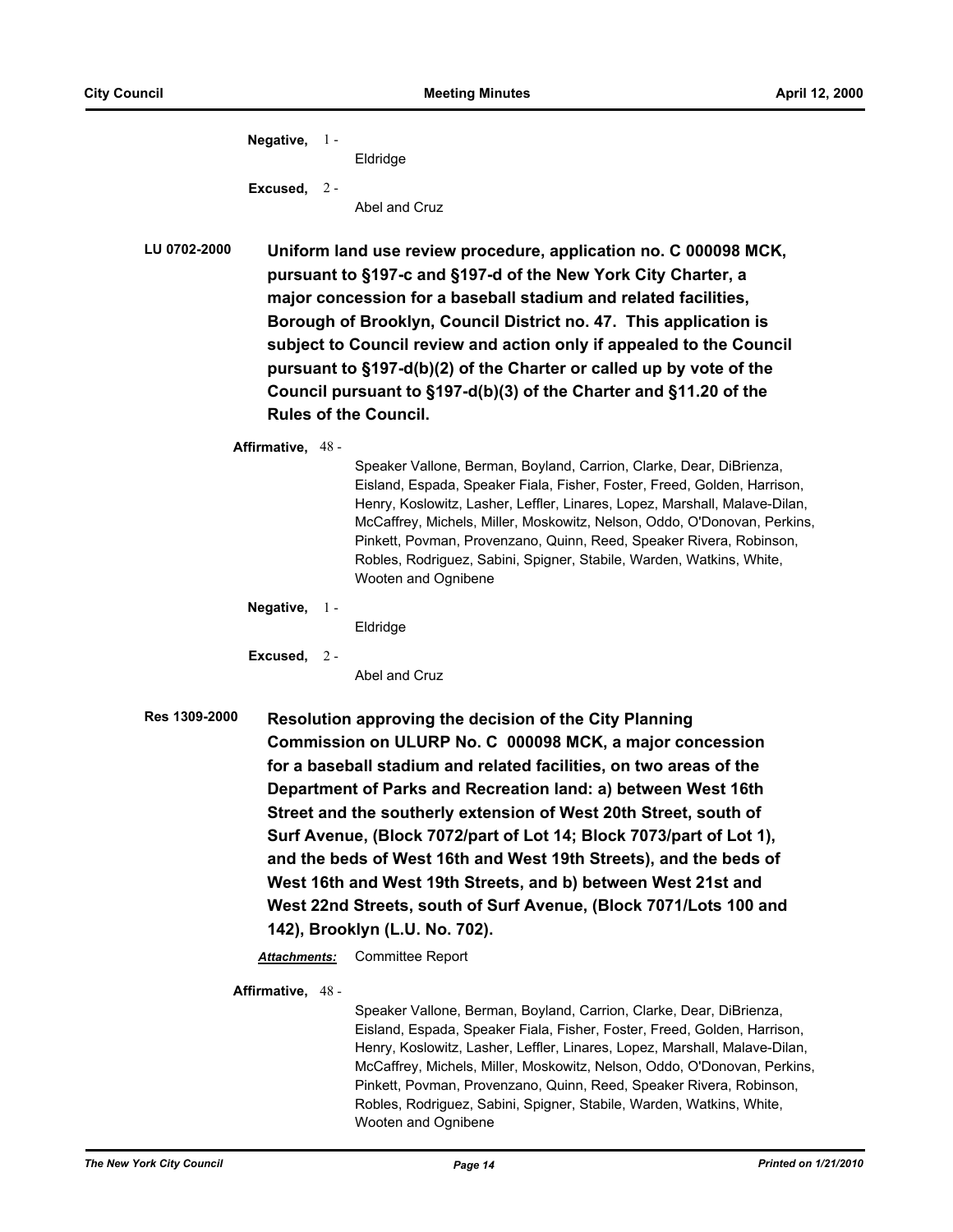**Negative,** 1 - Eldridge

**Excused,** 2 - Abel and Cruz

**LU 0702-2000** **Uniform land use review procedure, application no. C 000098 MCK, pursuant to §197-c and §197-d of the New York City Charter, a major concession for a baseball stadium and related facilities, Borough of Brooklyn, Council District no. 47. This application is subject to Council review and action only if appealed to the Council pursuant to §197-d(b)(2) of the Charter or called up by vote of the Council pursuant to §197-d(b)(3) of the Charter and §11.20 of the Rules of the Council.**

**Affirmative,** 48 - Speaker Vallone, Berman, Boyland, Carrion, Clarke, Dear, DiBrienza, Eisland, Espada, Speaker Fiala, Fisher, Foster, Freed, Golden, Harrison, Henry, Koslowitz, Lasher, Leffler, Linares, Lopez, Marshall, Malave-Dilan, McCaffrey, Michels, Miller, Moskowitz, Nelson, Oddo, O'Donovan, Perkins, Pinkett, Povman, Provenzano, Quinn, Reed, Speaker Rivera, Robinson, Robles, Rodriguez, Sabini, Spigner, Stabile, Warden, Watkins, White, Wooten and Ognibene

**Negative,** 1 - Eldridge

**Excused,** 2 - Abel and Cruz

**Res 1309-2000** **Resolution approving the decision of the City Planning Commission on ULURP No. C 000098 MCK, a major concession for a baseball stadium and related facilities, on two areas of the Department of Parks and Recreation land: a) between West 16th Street and the southerly extension of West 20th Street, south of Surf Avenue, (Block 7072/part of Lot 14; Block 7073/part of Lot 1), and the beds of West 16th and West 19th Streets), and the beds of West 16th and West 19th Streets, and b) between West 21st and West 22nd Streets, south of Surf Avenue, (Block 7071/Lots 100 and 142), Brooklyn (L.U. No. 702).**

***Attachments:*** Committee Report

**Affirmative,** 48 - Speaker Vallone, Berman, Boyland, Carrion, Clarke, Dear, DiBrienza, Eisland, Espada, Speaker Fiala, Fisher, Foster, Freed, Golden, Harrison, Henry, Koslowitz, Lasher, Leffler, Linares, Lopez, Marshall, Malave-Dilan, McCaffrey, Michels, Miller, Moskowitz, Nelson, Oddo, O'Donovan, Perkins, Pinkett, Povman, Provenzano, Quinn, Reed, Speaker Rivera, Robinson, Robles, Rodriguez, Sabini, Spigner, Stabile, Warden, Watkins, White, Wooten and Ognibene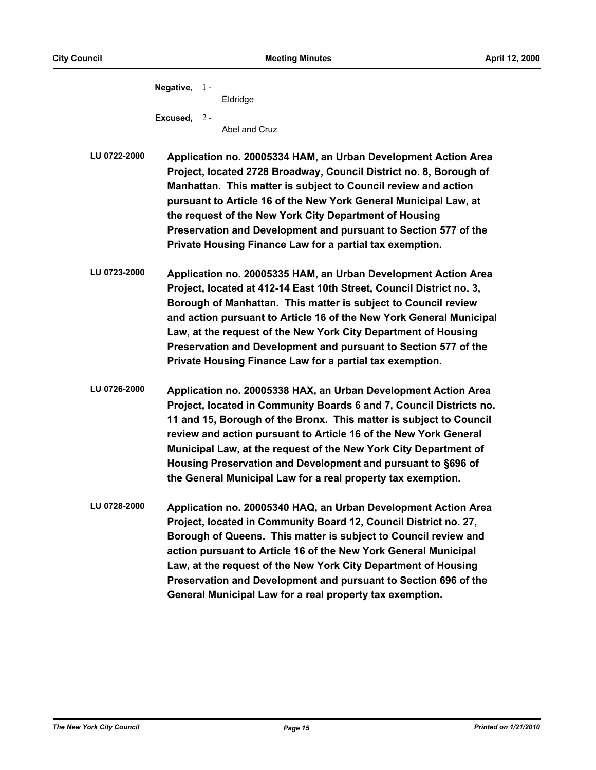**Negative,** 1 - Eldridge

**Excused,** 2 - Abel and Cruz

**LU 0722-2000** **Application no. 20005334 HAM, an Urban Development Action Area Project, located 2728 Broadway, Council District no. 8, Borough of Manhattan. This matter is subject to Council review and action pursuant to Article 16 of the New York General Municipal Law, at the request of the New York City Department of Housing Preservation and Development and pursuant to Section 577 of the Private Housing Finance Law for a partial tax exemption.**

**LU 0723-2000** **Application no. 20005335 HAM, an Urban Development Action Area Project, located at 412-14 East 10th Street, Council District no. 3, Borough of Manhattan. This matter is subject to Council review and action pursuant to Article 16 of the New York General Municipal Law, at the request of the New York City Department of Housing Preservation and Development and pursuant to Section 577 of the Private Housing Finance Law for a partial tax exemption.**

**LU 0726-2000** **Application no. 20005338 HAX, an Urban Development Action Area Project, located in Community Boards 6 and 7, Council Districts no. 11 and 15, Borough of the Bronx. This matter is subject to Council review and action pursuant to Article 16 of the New York General Municipal Law, at the request of the New York City Department of Housing Preservation and Development and pursuant to §696 of the General Municipal Law for a real property tax exemption.**

**LU 0728-2000** **Application no. 20005340 HAQ, an Urban Development Action Area Project, located in Community Board 12, Council District no. 27, Borough of Queens. This matter is subject to Council review and action pursuant to Article 16 of the New York General Municipal Law, at the request of the New York City Department of Housing Preservation and Development and pursuant to Section 696 of the General Municipal Law for a real property tax exemption.**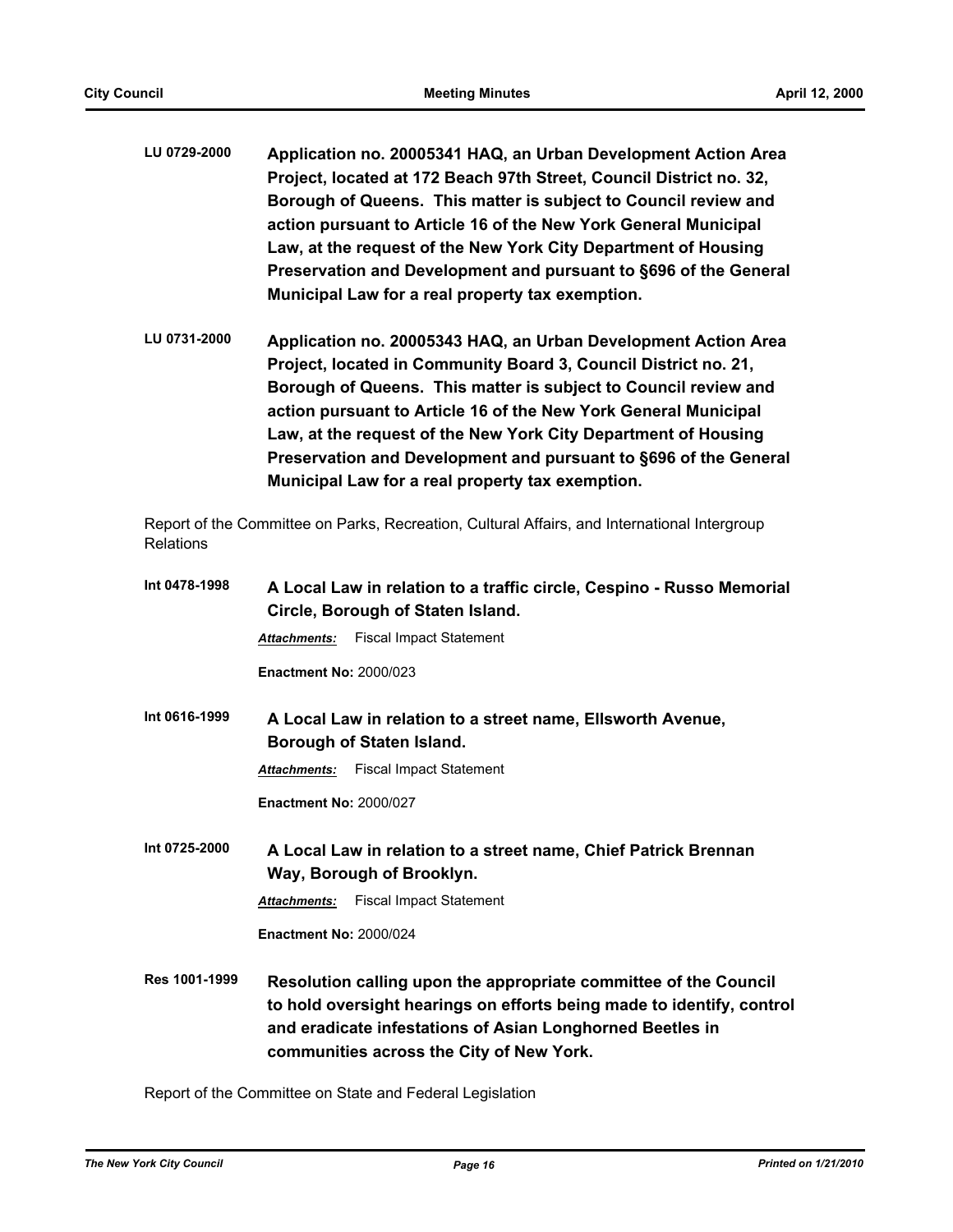**LU 0729-2000** **Application no. 20005341 HAQ, an Urban Development Action Area Project, located at 172 Beach 97th Street, Council District no. 32, Borough of Queens. This matter is subject to Council review and action pursuant to Article 16 of the New York General Municipal Law, at the request of the New York City Department of Housing Preservation and Development and pursuant to §696 of the General Municipal Law for a real property tax exemption.**

**LU 0731-2000** **Application no. 20005343 HAQ, an Urban Development Action Area Project, located in Community Board 3, Council District no. 21, Borough of Queens. This matter is subject to Council review and action pursuant to Article 16 of the New York General Municipal Law, at the request of the New York City Department of Housing Preservation and Development and pursuant to §696 of the General Municipal Law for a real property tax exemption.**

Report of the Committee on Parks, Recreation, Cultural Affairs, and International Intergroup Relations

**Int 0478-1998** **A Local Law in relation to a traffic circle, Cespino - Russo Memorial Circle, Borough of Staten Island.**

***Attachments:*** Fiscal Impact Statement

**Enactment No:** 2000/023

**Int 0616-1999** **A Local Law in relation to a street name, Ellsworth Avenue, Borough of Staten Island.**

***Attachments:*** Fiscal Impact Statement

**Enactment No:** 2000/027

**Int 0725-2000** **A Local Law in relation to a street name, Chief Patrick Brennan Way, Borough of Brooklyn.**

***Attachments:*** Fiscal Impact Statement

**Enactment No:** 2000/024

**Res 1001-1999** **Resolution calling upon the appropriate committee of the Council to hold oversight hearings on efforts being made to identify, control and eradicate infestations of Asian Longhorned Beetles in communities across the City of New York.**

Report of the Committee on State and Federal Legislation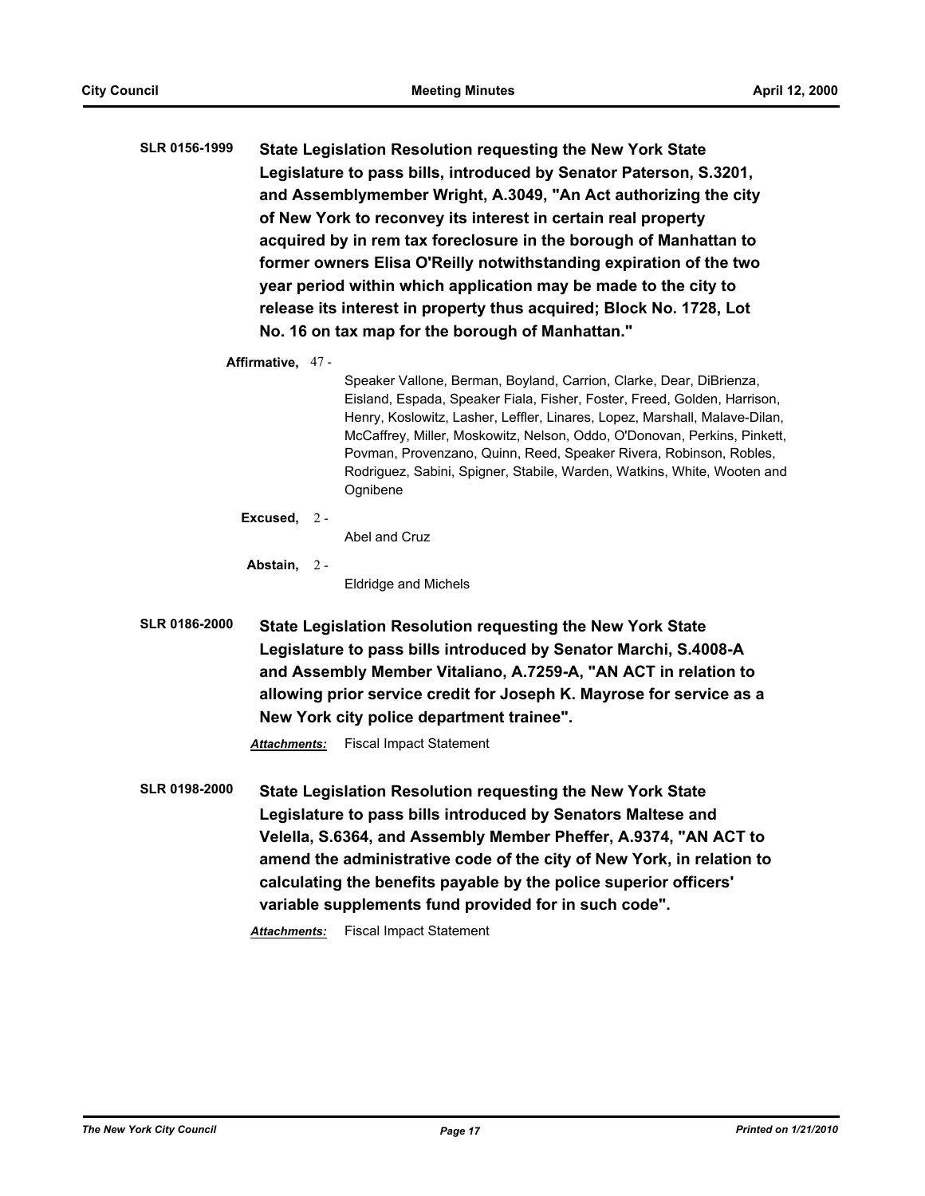**SLR 0156-1999** **State Legislation Resolution requesting the New York State Legislature to pass bills, introduced by Senator Paterson, S.3201, and Assemblymember Wright, A.3049, "An Act authorizing the city of New York to reconvey its interest in certain real property acquired by in rem tax foreclosure in the borough of Manhattan to former owners Elisa O'Reilly notwithstanding expiration of the two year period within which application may be made to the city to release its interest in property thus acquired; Block No. 1728, Lot No. 16 on tax map for the borough of Manhattan."**

**Affirmative,** 47 - Speaker Vallone, Berman, Boyland, Carrion, Clarke, Dear, DiBrienza, Eisland, Espada, Speaker Fiala, Fisher, Foster, Freed, Golden, Harrison, Henry, Koslowitz, Lasher, Leffler, Linares, Lopez, Marshall, Malave-Dilan, McCaffrey, Miller, Moskowitz, Nelson, Oddo, O'Donovan, Perkins, Pinkett, Povman, Provenzano, Quinn, Reed, Speaker Rivera, Robinson, Robles, Rodriguez, Sabini, Spigner, Stabile, Warden, Watkins, White, Wooten and Ognibene

**Excused,** 2 - Abel and Cruz

**Abstain,** 2 - Eldridge and Michels

**SLR 0186-2000** **State Legislation Resolution requesting the New York State Legislature to pass bills introduced by Senator Marchi, S.4008-A and Assembly Member Vitaliano, A.7259-A, "AN ACT in relation to allowing prior service credit for Joseph K. Mayrose for service as a New York city police department trainee".**

***Attachments:*** Fiscal Impact Statement

**SLR 0198-2000** **State Legislation Resolution requesting the New York State Legislature to pass bills introduced by Senators Maltese and Velella, S.6364, and Assembly Member Pheffer, A.9374, "AN ACT to amend the administrative code of the city of New York, in relation to calculating the benefits payable by the police superior officers' variable supplements fund provided for in such code".**

***Attachments:*** Fiscal Impact Statement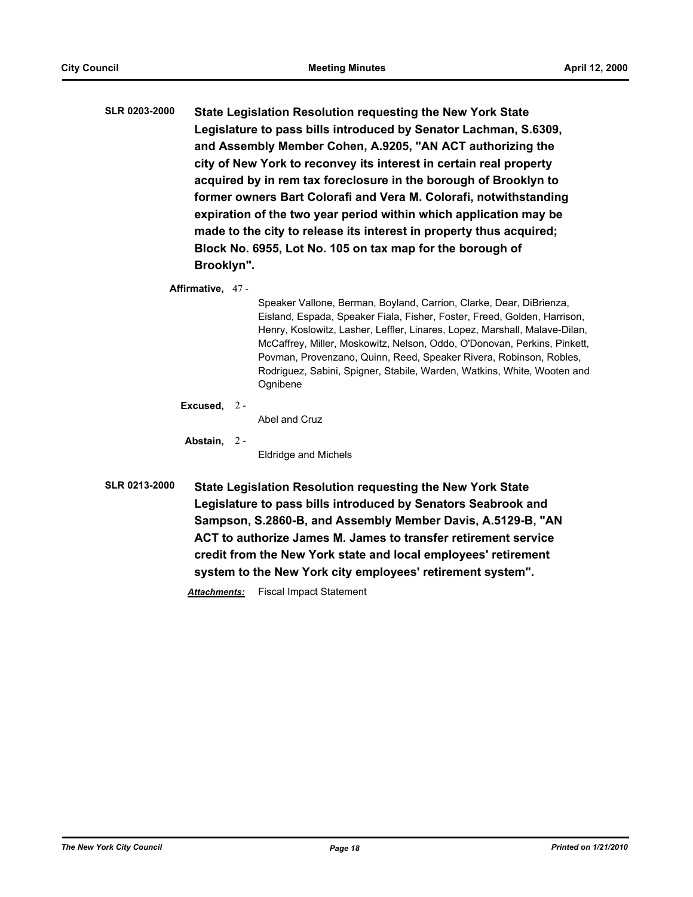**SLR 0203-2000** **State Legislation Resolution requesting the New York State Legislature to pass bills introduced by Senator Lachman, S.6309, and Assembly Member Cohen, A.9205, "AN ACT authorizing the city of New York to reconvey its interest in certain real property acquired by in rem tax foreclosure in the borough of Brooklyn to former owners Bart Colorafi and Vera M. Colorafi, notwithstanding expiration of the two year period within which application may be made to the city to release its interest in property thus acquired; Block No. 6955, Lot No. 105 on tax map for the borough of Brooklyn".**

**Affirmative,** 47 -

Speaker Vallone, Berman, Boyland, Carrion, Clarke, Dear, DiBrienza, Eisland, Espada, Speaker Fiala, Fisher, Foster, Freed, Golden, Harrison, Henry, Koslowitz, Lasher, Leffler, Linares, Lopez, Marshall, Malave-Dilan, McCaffrey, Miller, Moskowitz, Nelson, Oddo, O'Donovan, Perkins, Pinkett, Povman, Provenzano, Quinn, Reed, Speaker Rivera, Robinson, Robles, Rodriguez, Sabini, Spigner, Stabile, Warden, Watkins, White, Wooten and Ognibene

**Excused,** 2 -

Abel and Cruz

**Abstain,** 2 -

Eldridge and Michels

**SLR 0213-2000** **State Legislation Resolution requesting the New York State Legislature to pass bills introduced by Senators Seabrook and Sampson, S.2860-B, and Assembly Member Davis, A.5129-B, "AN ACT to authorize James M. James to transfer retirement service credit from the New York state and local employees' retirement system to the New York city employees' retirement system".**

***Attachments:*** Fiscal Impact Statement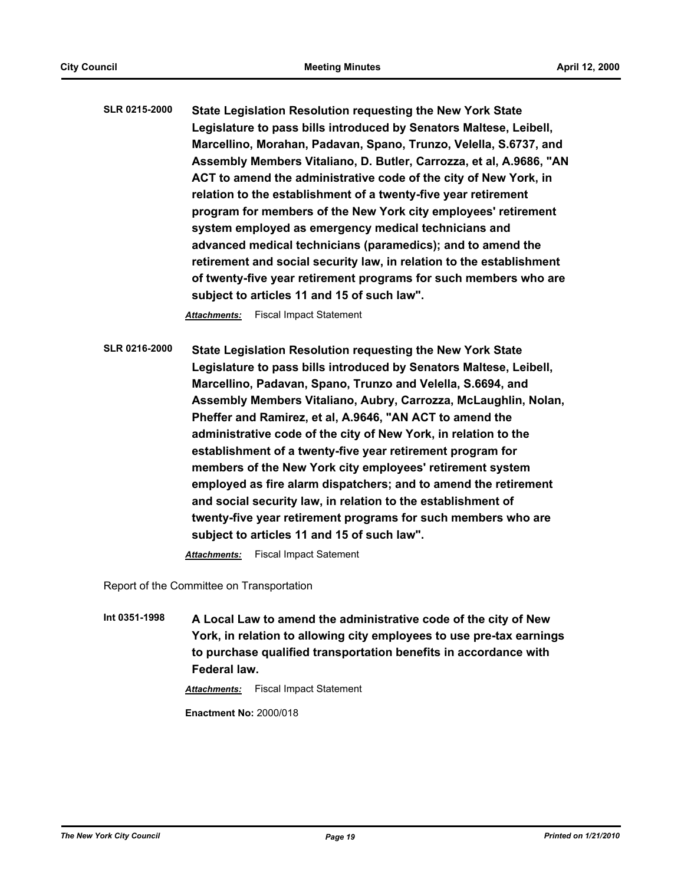**SLR 0215-2000** **State Legislation Resolution requesting the New York State Legislature to pass bills introduced by Senators Maltese, Leibell, Marcellino, Morahan, Padavan, Spano, Trunzo, Velella, S.6737, and Assembly Members Vitaliano, D. Butler, Carrozza, et al, A.9686, "AN ACT to amend the administrative code of the city of New York, in relation to the establishment of a twenty-five year retirement program for members of the New York city employees' retirement system employed as emergency medical technicians and advanced medical technicians (paramedics); and to amend the retirement and social security law, in relation to the establishment of twenty-five year retirement programs for such members who are subject to articles 11 and 15 of such law".**

***Attachments:*** Fiscal Impact Statement

**SLR 0216-2000** **State Legislation Resolution requesting the New York State Legislature to pass bills introduced by Senators Maltese, Leibell, Marcellino, Padavan, Spano, Trunzo and Velella, S.6694, and Assembly Members Vitaliano, Aubry, Carrozza, McLaughlin, Nolan, Pheffer and Ramirez, et al, A.9646, "AN ACT to amend the administrative code of the city of New York, in relation to the establishment of a twenty-five year retirement program for members of the New York city employees' retirement system employed as fire alarm dispatchers; and to amend the retirement and social security law, in relation to the establishment of twenty-five year retirement programs for such members who are subject to articles 11 and 15 of such law".**

***Attachments:*** Fiscal Impact Satement

Report of the Committee on Transportation

**Int 0351-1998** **A Local Law to amend the administrative code of the city of New York, in relation to allowing city employees to use pre-tax earnings to purchase qualified transportation benefits in accordance with Federal law.**

***Attachments:*** Fiscal Impact Statement

**Enactment No:** 2000/018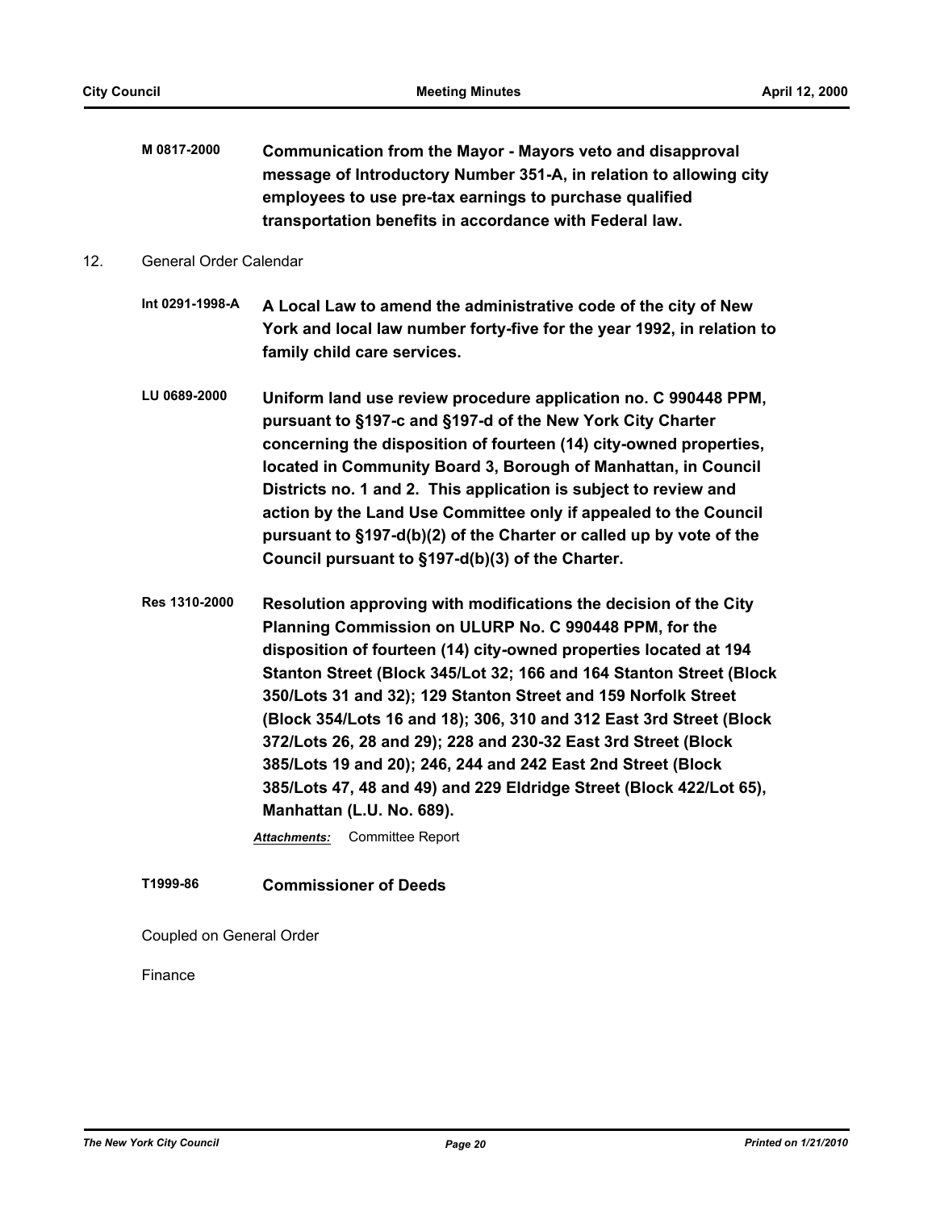**M 0817-2000** **Communication from the Mayor - Mayors veto and disapproval message of Introductory Number 351-A, in relation to allowing city employees to use pre-tax earnings to purchase qualified transportation benefits in accordance with Federal law.**

12. General Order Calendar

**Int 0291-1998-A** **A Local Law to amend the administrative code of the city of New York and local law number forty-five for the year 1992, in relation to family child care services.**

**LU 0689-2000** **Uniform land use review procedure application no. C 990448 PPM, pursuant to §197-c and §197-d of the New York City Charter concerning the disposition of fourteen (14) city-owned properties, located in Community Board 3, Borough of Manhattan, in Council Districts no. 1 and 2. This application is subject to review and action by the Land Use Committee only if appealed to the Council pursuant to §197-d(b)(2) of the Charter or called up by vote of the Council pursuant to §197-d(b)(3) of the Charter.**

**Res 1310-2000** **Resolution approving with modifications the decision of the City Planning Commission on ULURP No. C 990448 PPM, for the disposition of fourteen (14) city-owned properties located at 194 Stanton Street (Block 345/Lot 32; 166 and 164 Stanton Street (Block 350/Lots 31 and 32); 129 Stanton Street and 159 Norfolk Street (Block 354/Lots 16 and 18); 306, 310 and 312 East 3rd Street (Block 372/Lots 26, 28 and 29); 228 and 230-32 East 3rd Street (Block 385/Lots 19 and 20); 246, 244 and 242 East 2nd Street (Block 385/Lots 47, 48 and 49) and 229 Eldridge Street (Block 422/Lot 65), Manhattan (L.U. No. 689).**

***Attachments:*** Committee Report

**T1999-86** **Commissioner of Deeds**

Coupled on General Order

Finance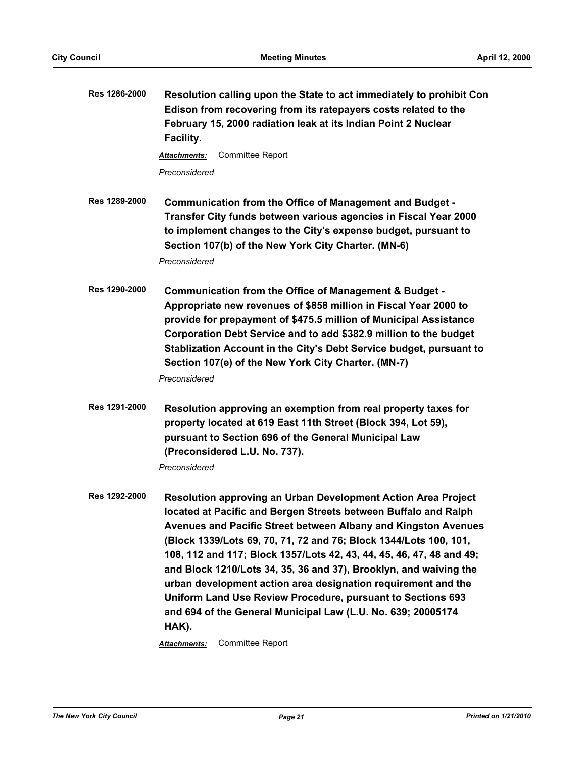**Res 1286-2000** **Resolution calling upon the State to act immediately to prohibit Con Edison from recovering from its ratepayers costs related to the February 15, 2000 radiation leak at its Indian Point 2 Nuclear Facility.**

***Attachments:*** Committee Report

*Preconsidered*

**Res 1289-2000** **Communication from the Office of Management and Budget - Transfer City funds between various agencies in Fiscal Year 2000 to implement changes to the City's expense budget, pursuant to Section 107(b) of the New York City Charter. (MN-6)**

*Preconsidered*

**Res 1290-2000** **Communication from the Office of Management & Budget - Appropriate new revenues of $858 million in Fiscal Year 2000 to provide for prepayment of $475.5 million of Municipal Assistance Corporation Debt Service and to add $382.9 million to the budget Stablization Account in the City's Debt Service budget, pursuant to Section 107(e) of the New York City Charter. (MN-7)**

*Preconsidered*

**Res 1291-2000** **Resolution approving an exemption from real property taxes for property located at 619 East 11th Street (Block 394, Lot 59), pursuant to Section 696 of the General Municipal Law (Preconsidered L.U. No. 737).**

*Preconsidered*

**Res 1292-2000** **Resolution approving an Urban Development Action Area Project located at Pacific and Bergen Streets between Buffalo and Ralph Avenues and Pacific Street between Albany and Kingston Avenues (Block 1339/Lots 69, 70, 71, 72 and 76; Block 1344/Lots 100, 101, 108, 112 and 117; Block 1357/Lots 42, 43, 44, 45, 46, 47, 48 and 49; and Block 1210/Lots 34, 35, 36 and 37), Brooklyn, and waiving the urban development action area designation requirement and the Uniform Land Use Review Procedure, pursuant to Sections 693 and 694 of the General Municipal Law (L.U. No. 639; 20005174 HAK).**

***Attachments:*** Committee Report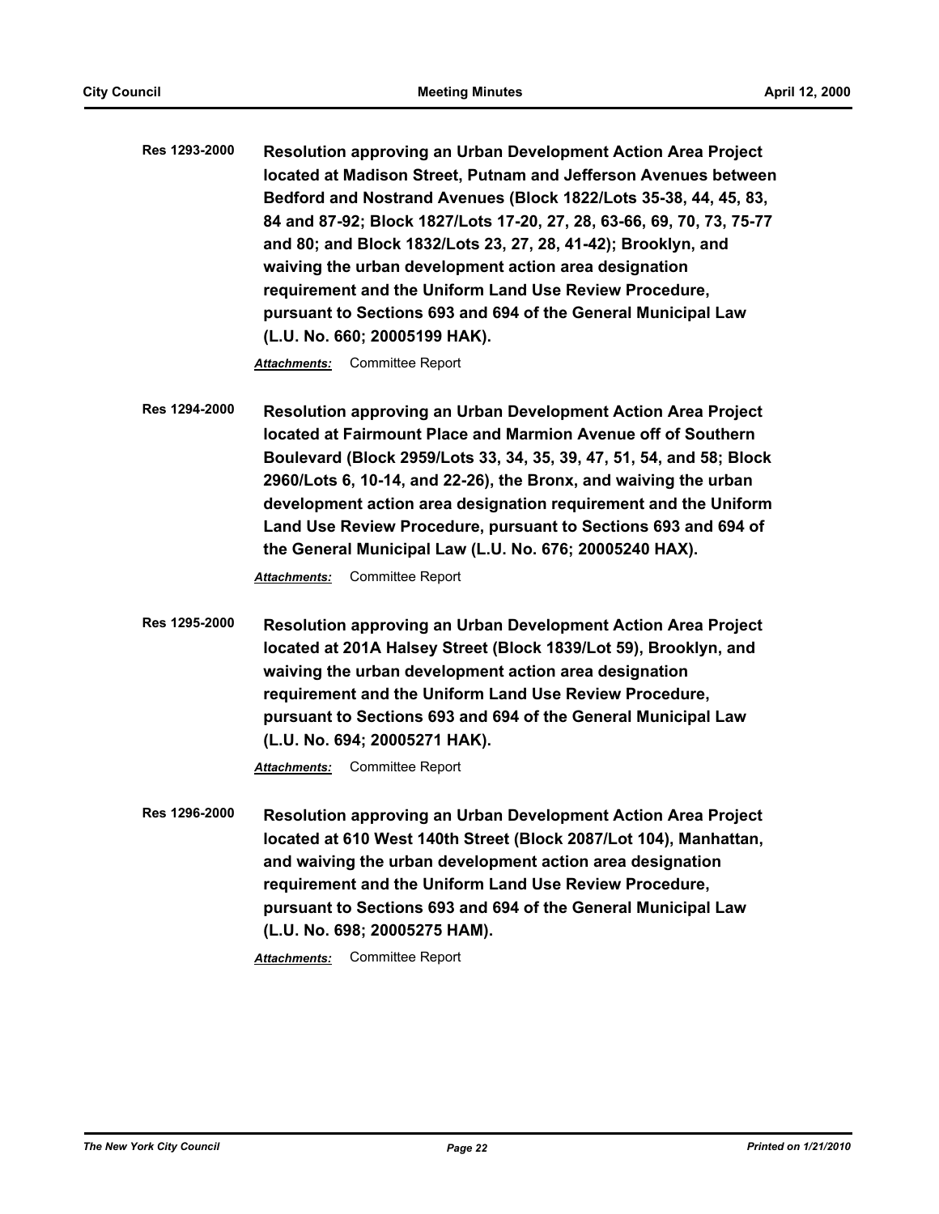**Res 1293-2000** **Resolution approving an Urban Development Action Area Project located at Madison Street, Putnam and Jefferson Avenues between Bedford and Nostrand Avenues (Block 1822/Lots 35-38, 44, 45, 83, 84 and 87-92; Block 1827/Lots 17-20, 27, 28, 63-66, 69, 70, 73, 75-77 and 80; and Block 1832/Lots 23, 27, 28, 41-42); Brooklyn, and waiving the urban development action area designation requirement and the Uniform Land Use Review Procedure, pursuant to Sections 693 and 694 of the General Municipal Law (L.U. No. 660; 20005199 HAK).**

***Attachments:*** Committee Report

**Res 1294-2000** **Resolution approving an Urban Development Action Area Project located at Fairmount Place and Marmion Avenue off of Southern Boulevard (Block 2959/Lots 33, 34, 35, 39, 47, 51, 54, and 58; Block 2960/Lots 6, 10-14, and 22-26), the Bronx, and waiving the urban development action area designation requirement and the Uniform Land Use Review Procedure, pursuant to Sections 693 and 694 of the General Municipal Law (L.U. No. 676; 20005240 HAX).**

***Attachments:*** Committee Report

**Res 1295-2000** **Resolution approving an Urban Development Action Area Project located at 201A Halsey Street (Block 1839/Lot 59), Brooklyn, and waiving the urban development action area designation requirement and the Uniform Land Use Review Procedure, pursuant to Sections 693 and 694 of the General Municipal Law (L.U. No. 694; 20005271 HAK).**

***Attachments:*** Committee Report

**Res 1296-2000** **Resolution approving an Urban Development Action Area Project located at 610 West 140th Street (Block 2087/Lot 104), Manhattan, and waiving the urban development action area designation requirement and the Uniform Land Use Review Procedure, pursuant to Sections 693 and 694 of the General Municipal Law (L.U. No. 698; 20005275 HAM).**

***Attachments:*** Committee Report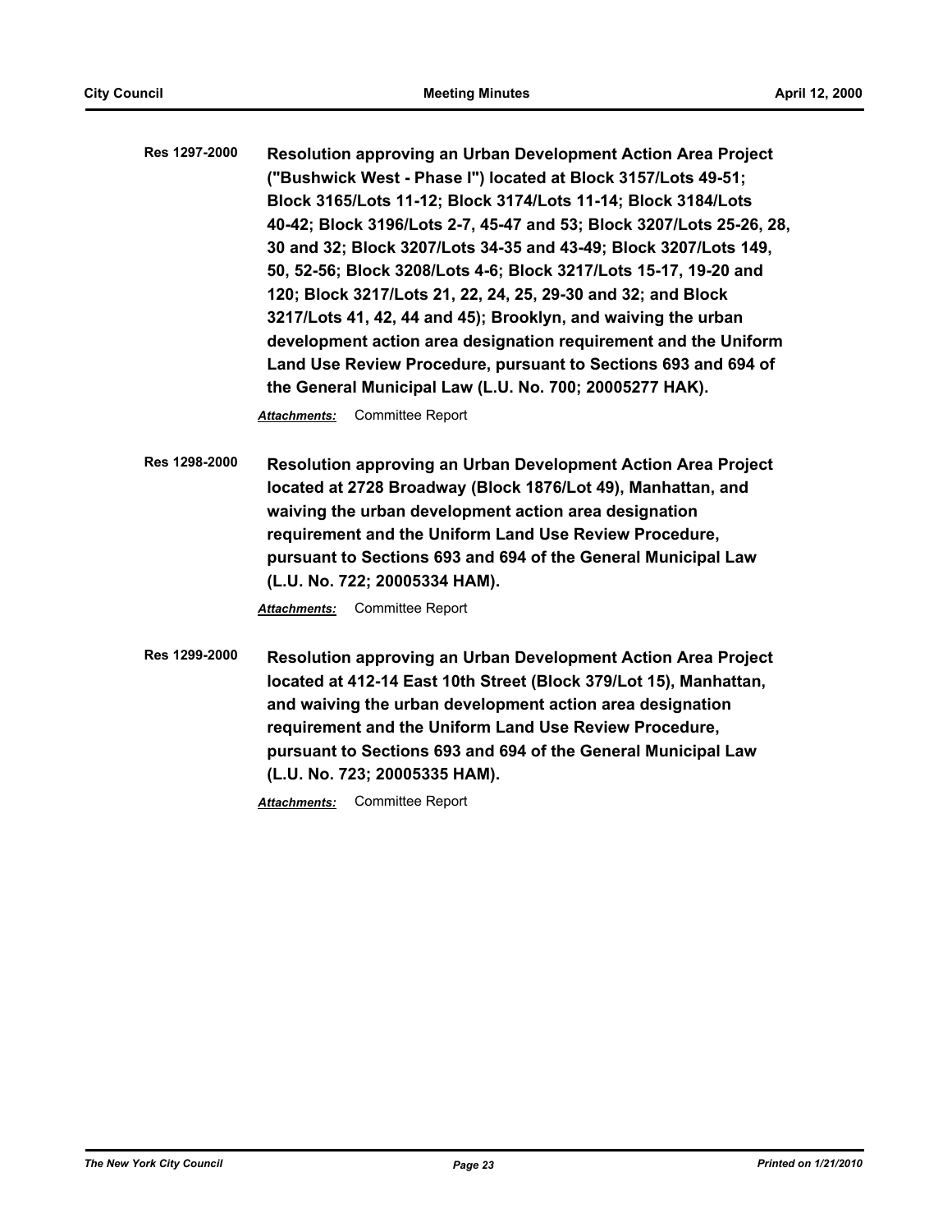**Res 1297-2000** **Resolution approving an Urban Development Action Area Project ("Bushwick West - Phase I") located at Block 3157/Lots 49-51; Block 3165/Lots 11-12; Block 3174/Lots 11-14; Block 3184/Lots 40-42; Block 3196/Lots 2-7, 45-47 and 53; Block 3207/Lots 25-26, 28, 30 and 32; Block 3207/Lots 34-35 and 43-49; Block 3207/Lots 149, 50, 52-56; Block 3208/Lots 4-6; Block 3217/Lots 15-17, 19-20 and 120; Block 3217/Lots 21, 22, 24, 25, 29-30 and 32; and Block 3217/Lots 41, 42, 44 and 45); Brooklyn, and waiving the urban development action area designation requirement and the Uniform Land Use Review Procedure, pursuant to Sections 693 and 694 of the General Municipal Law (L.U. No. 700; 20005277 HAK).**

*Attachments:* Committee Report

**Res 1298-2000** **Resolution approving an Urban Development Action Area Project located at 2728 Broadway (Block 1876/Lot 49), Manhattan, and waiving the urban development action area designation requirement and the Uniform Land Use Review Procedure, pursuant to Sections 693 and 694 of the General Municipal Law (L.U. No. 722; 20005334 HAM).**

*Attachments:* Committee Report

**Res 1299-2000** **Resolution approving an Urban Development Action Area Project located at 412-14 East 10th Street (Block 379/Lot 15), Manhattan, and waiving the urban development action area designation requirement and the Uniform Land Use Review Procedure, pursuant to Sections 693 and 694 of the General Municipal Law (L.U. No. 723; 20005335 HAM).**

*Attachments:* Committee Report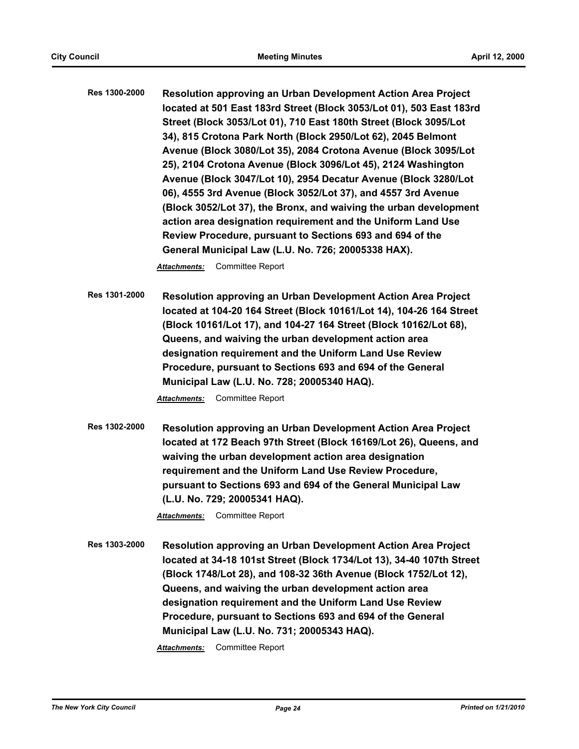**Res 1300-2000** **Resolution approving an Urban Development Action Area Project located at 501 East 183rd Street (Block 3053/Lot 01), 503 East 183rd Street (Block 3053/Lot 01), 710 East 180th Street (Block 3095/Lot 34), 815 Crotona Park North (Block 2950/Lot 62), 2045 Belmont Avenue (Block 3080/Lot 35), 2084 Crotona Avenue (Block 3095/Lot 25), 2104 Crotona Avenue (Block 3096/Lot 45), 2124 Washington Avenue (Block 3047/Lot 10), 2954 Decatur Avenue (Block 3280/Lot 06), 4555 3rd Avenue (Block 3052/Lot 37), and 4557 3rd Avenue (Block 3052/Lot 37), the Bronx, and waiving the urban development action area designation requirement and the Uniform Land Use Review Procedure, pursuant to Sections 693 and 694 of the General Municipal Law (L.U. No. 726; 20005338 HAX).**

***Attachments:*** Committee Report

**Res 1301-2000** **Resolution approving an Urban Development Action Area Project located at 104-20 164 Street (Block 10161/Lot 14), 104-26 164 Street (Block 10161/Lot 17), and 104-27 164 Street (Block 10162/Lot 68), Queens, and waiving the urban development action area designation requirement and the Uniform Land Use Review Procedure, pursuant to Sections 693 and 694 of the General Municipal Law (L.U. No. 728; 20005340 HAQ).**

***Attachments:*** Committee Report

**Res 1302-2000** **Resolution approving an Urban Development Action Area Project located at 172 Beach 97th Street (Block 16169/Lot 26), Queens, and waiving the urban development action area designation requirement and the Uniform Land Use Review Procedure, pursuant to Sections 693 and 694 of the General Municipal Law (L.U. No. 729; 20005341 HAQ).**

***Attachments:*** Committee Report

**Res 1303-2000** **Resolution approving an Urban Development Action Area Project located at 34-18 101st Street (Block 1734/Lot 13), 34-40 107th Street (Block 1748/Lot 28), and 108-32 36th Avenue (Block 1752/Lot 12), Queens, and waiving the urban development action area designation requirement and the Uniform Land Use Review Procedure, pursuant to Sections 693 and 694 of the General Municipal Law (L.U. No. 731; 20005343 HAQ).**

***Attachments:*** Committee Report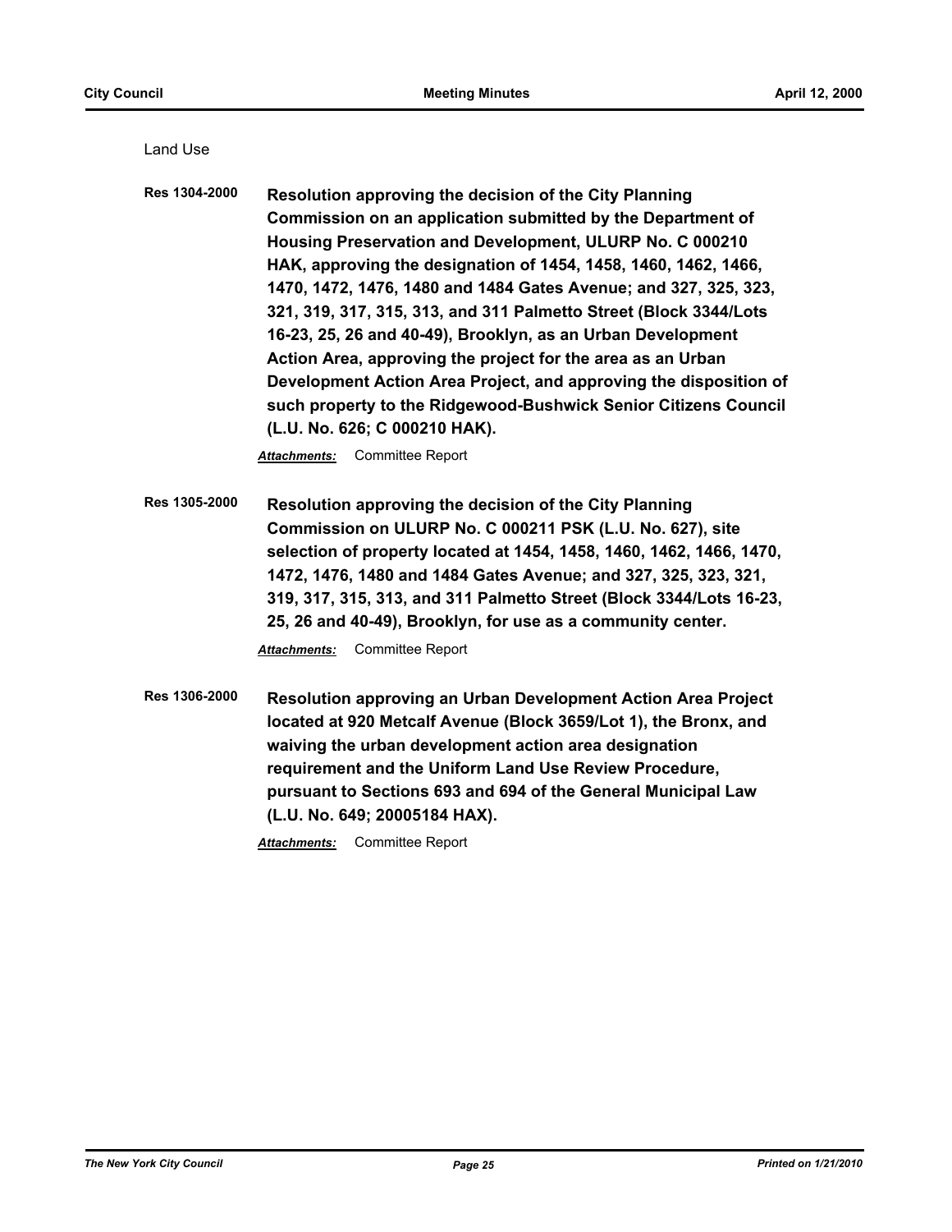Land Use

**Res 1304-2000** **Resolution approving the decision of the City Planning Commission on an application submitted by the Department of Housing Preservation and Development, ULURP No. C 000210 HAK, approving the designation of 1454, 1458, 1460, 1462, 1466, 1470, 1472, 1476, 1480 and 1484 Gates Avenue; and 327, 325, 323, 321, 319, 317, 315, 313, and 311 Palmetto Street (Block 3344/Lots 16-23, 25, 26 and 40-49), Brooklyn, as an Urban Development Action Area, approving the project for the area as an Urban Development Action Area Project, and approving the disposition of such property to the Ridgewood-Bushwick Senior Citizens Council (L.U. No. 626; C 000210 HAK).**

***Attachments:*** Committee Report

**Res 1305-2000** **Resolution approving the decision of the City Planning Commission on ULURP No. C 000211 PSK (L.U. No. 627), site selection of property located at 1454, 1458, 1460, 1462, 1466, 1470, 1472, 1476, 1480 and 1484 Gates Avenue; and 327, 325, 323, 321, 319, 317, 315, 313, and 311 Palmetto Street (Block 3344/Lots 16-23, 25, 26 and 40-49), Brooklyn, for use as a community center.**

***Attachments:*** Committee Report

**Res 1306-2000** **Resolution approving an Urban Development Action Area Project located at 920 Metcalf Avenue (Block 3659/Lot 1), the Bronx, and waiving the urban development action area designation requirement and the Uniform Land Use Review Procedure, pursuant to Sections 693 and 694 of the General Municipal Law (L.U. No. 649; 20005184 HAX).**

***Attachments:*** Committee Report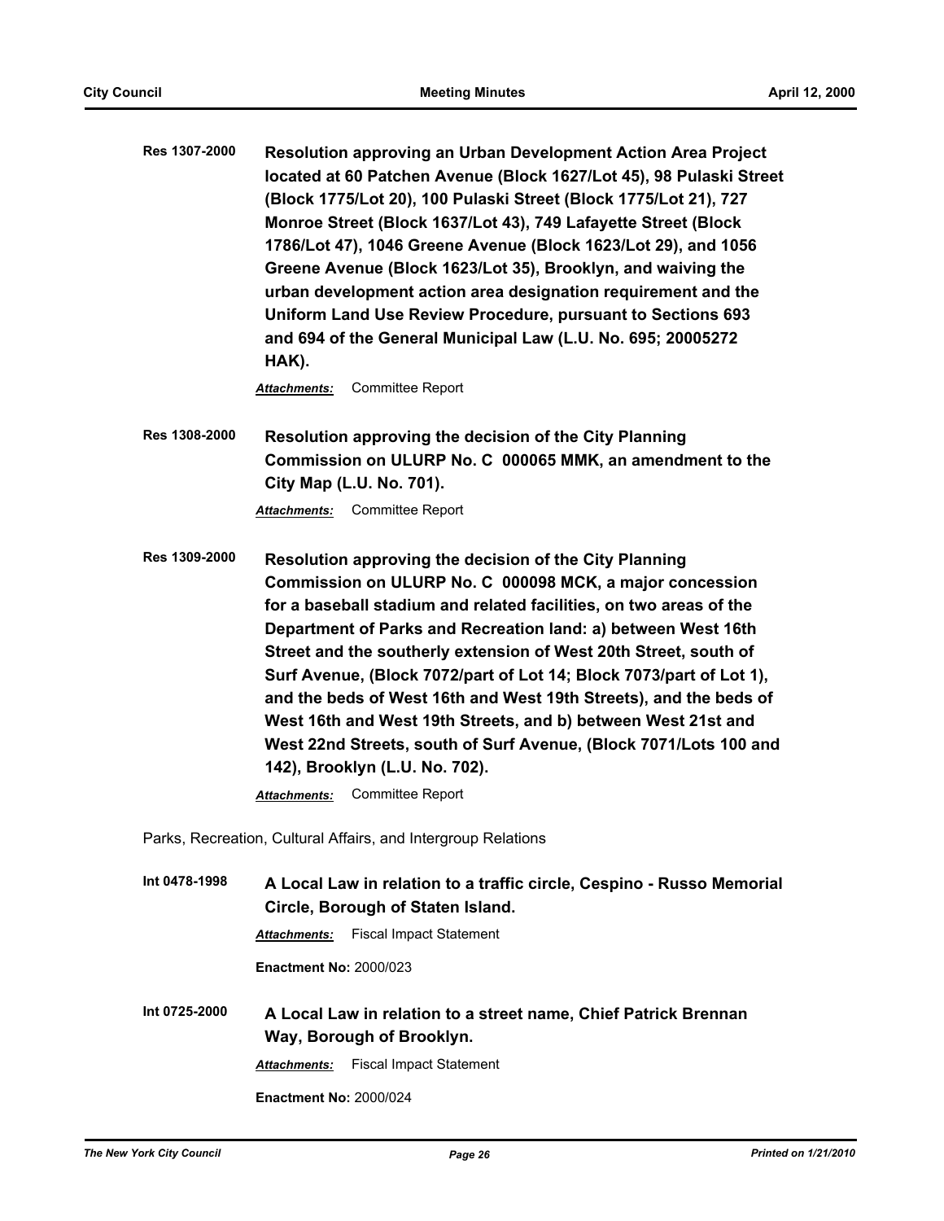**Res 1307-2000** **Resolution approving an Urban Development Action Area Project located at 60 Patchen Avenue (Block 1627/Lot 45), 98 Pulaski Street (Block 1775/Lot 20), 100 Pulaski Street (Block 1775/Lot 21), 727 Monroe Street (Block 1637/Lot 43), 749 Lafayette Street (Block 1786/Lot 47), 1046 Greene Avenue (Block 1623/Lot 29), and 1056 Greene Avenue (Block 1623/Lot 35), Brooklyn, and waiving the urban development action area designation requirement and the Uniform Land Use Review Procedure, pursuant to Sections 693 and 694 of the General Municipal Law (L.U. No. 695; 20005272 HAK).**

***Attachments:*** Committee Report

**Res 1308-2000** **Resolution approving the decision of the City Planning Commission on ULURP No. C 000065 MMK, an amendment to the City Map (L.U. No. 701).**

***Attachments:*** Committee Report

**Res 1309-2000** **Resolution approving the decision of the City Planning Commission on ULURP No. C 000098 MCK, a major concession for a baseball stadium and related facilities, on two areas of the Department of Parks and Recreation land: a) between West 16th Street and the southerly extension of West 20th Street, south of Surf Avenue, (Block 7072/part of Lot 14; Block 7073/part of Lot 1), and the beds of West 16th and West 19th Streets), and the beds of West 16th and West 19th Streets, and b) between West 21st and West 22nd Streets, south of Surf Avenue, (Block 7071/Lots 100 and 142), Brooklyn (L.U. No. 702).**

***Attachments:*** Committee Report

Parks, Recreation, Cultural Affairs, and Intergroup Relations

**Int 0478-1998** **A Local Law in relation to a traffic circle, Cespino - Russo Memorial Circle, Borough of Staten Island.**

***Attachments:*** Fiscal Impact Statement

**Enactment No:** 2000/023

**Int 0725-2000** **A Local Law in relation to a street name, Chief Patrick Brennan Way, Borough of Brooklyn.**

***Attachments:*** Fiscal Impact Statement

**Enactment No:** 2000/024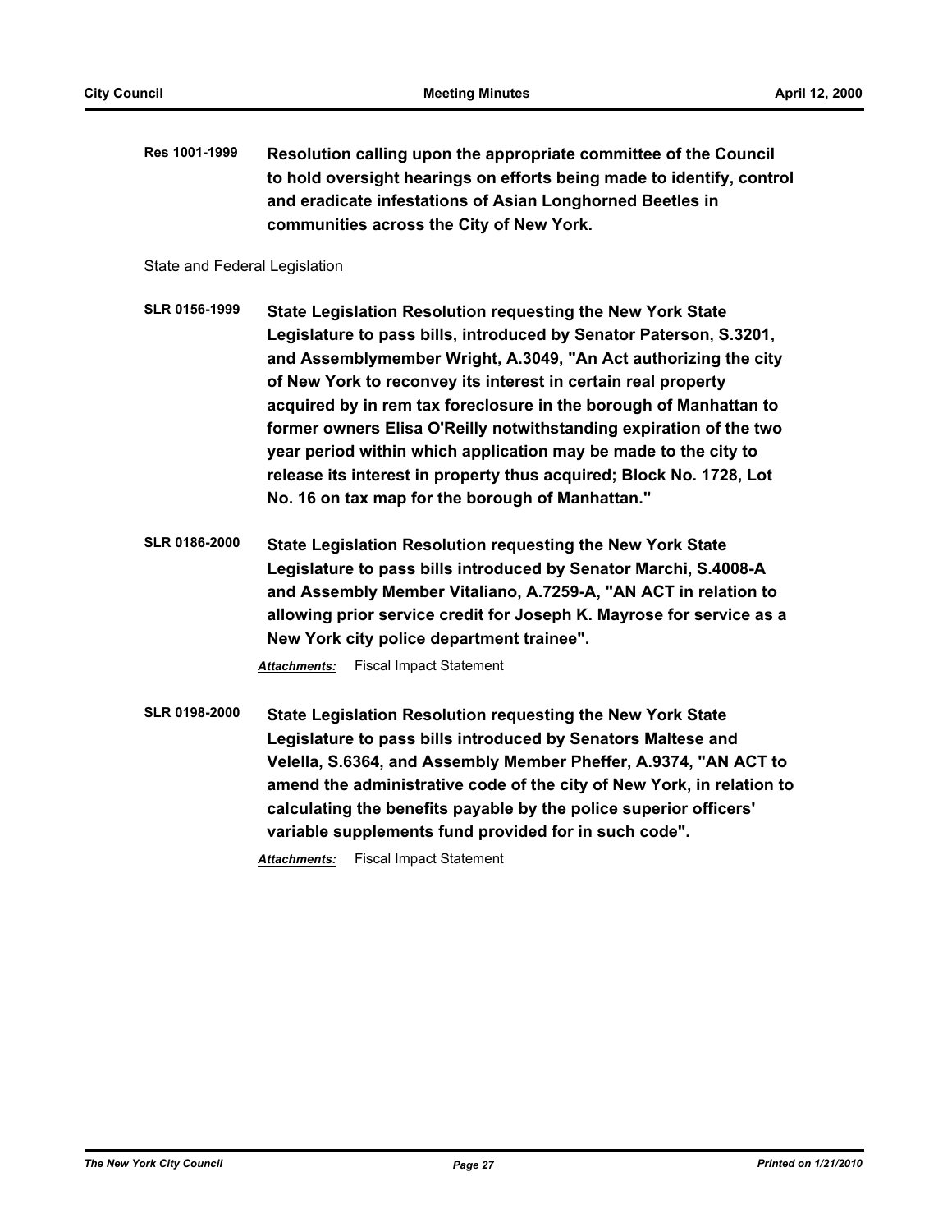**Res 1001-1999** **Resolution calling upon the appropriate committee of the Council to hold oversight hearings on efforts being made to identify, control and eradicate infestations of Asian Longhorned Beetles in communities across the City of New York.**

State and Federal Legislation

**SLR 0156-1999** **State Legislation Resolution requesting the New York State Legislature to pass bills, introduced by Senator Paterson, S.3201, and Assemblymember Wright, A.3049, "An Act authorizing the city of New York to reconvey its interest in certain real property acquired by in rem tax foreclosure in the borough of Manhattan to former owners Elisa O'Reilly notwithstanding expiration of the two year period within which application may be made to the city to release its interest in property thus acquired; Block No. 1728, Lot No. 16 on tax map for the borough of Manhattan."**

**SLR 0186-2000** **State Legislation Resolution requesting the New York State Legislature to pass bills introduced by Senator Marchi, S.4008-A and Assembly Member Vitaliano, A.7259-A, "AN ACT in relation to allowing prior service credit for Joseph K. Mayrose for service as a New York city police department trainee".**

***Attachments:*** Fiscal Impact Statement

**SLR 0198-2000** **State Legislation Resolution requesting the New York State Legislature to pass bills introduced by Senators Maltese and Velella, S.6364, and Assembly Member Pheffer, A.9374, "AN ACT to amend the administrative code of the city of New York, in relation to calculating the benefits payable by the police superior officers' variable supplements fund provided for in such code".**

***Attachments:*** Fiscal Impact Statement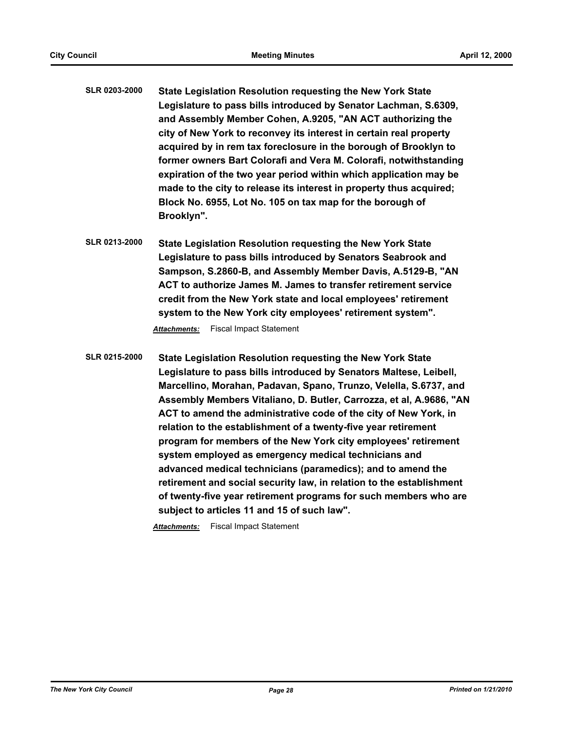**SLR 0203-2000** **State Legislation Resolution requesting the New York State Legislature to pass bills introduced by Senator Lachman, S.6309, and Assembly Member Cohen, A.9205, "AN ACT authorizing the city of New York to reconvey its interest in certain real property acquired by in rem tax foreclosure in the borough of Brooklyn to former owners Bart Colorafi and Vera M. Colorafi, notwithstanding expiration of the two year period within which application may be made to the city to release its interest in property thus acquired; Block No. 6955, Lot No. 105 on tax map for the borough of Brooklyn".**

**SLR 0213-2000** **State Legislation Resolution requesting the New York State Legislature to pass bills introduced by Senators Seabrook and Sampson, S.2860-B, and Assembly Member Davis, A.5129-B, "AN ACT to authorize James M. James to transfer retirement service credit from the New York state and local employees' retirement system to the New York city employees' retirement system".**

***Attachments:*** Fiscal Impact Statement

**SLR 0215-2000** **State Legislation Resolution requesting the New York State Legislature to pass bills introduced by Senators Maltese, Leibell, Marcellino, Morahan, Padavan, Spano, Trunzo, Velella, S.6737, and Assembly Members Vitaliano, D. Butler, Carrozza, et al, A.9686, "AN ACT to amend the administrative code of the city of New York, in relation to the establishment of a twenty-five year retirement program for members of the New York city employees' retirement system employed as emergency medical technicians and advanced medical technicians (paramedics); and to amend the retirement and social security law, in relation to the establishment of twenty-five year retirement programs for such members who are subject to articles 11 and 15 of such law".**

***Attachments:*** Fiscal Impact Statement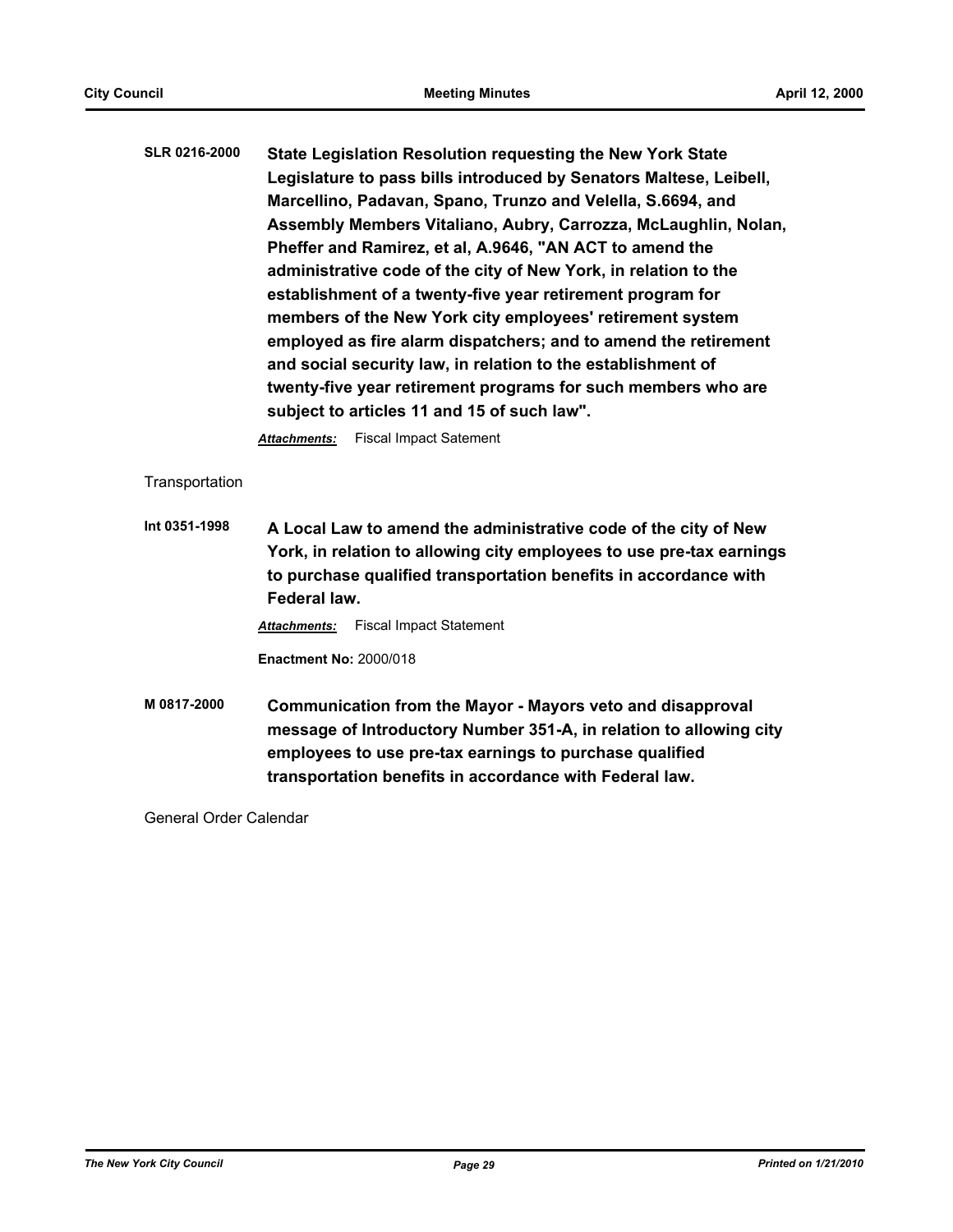**SLR 0216-2000** **State Legislation Resolution requesting the New York State Legislature to pass bills introduced by Senators Maltese, Leibell, Marcellino, Padavan, Spano, Trunzo and Velella, S.6694, and Assembly Members Vitaliano, Aubry, Carrozza, McLaughlin, Nolan, Pheffer and Ramirez, et al, A.9646, "AN ACT to amend the administrative code of the city of New York, in relation to the establishment of a twenty-five year retirement program for members of the New York city employees' retirement system employed as fire alarm dispatchers; and to amend the retirement and social security law, in relation to the establishment of twenty-five year retirement programs for such members who are subject to articles 11 and 15 of such law".**

***Attachments:*** Fiscal Impact Satement

Transportation

**Int 0351-1998** **A Local Law to amend the administrative code of the city of New York, in relation to allowing city employees to use pre-tax earnings to purchase qualified transportation benefits in accordance with Federal law.**

***Attachments:*** Fiscal Impact Statement

**Enactment No:** 2000/018

**M 0817-2000** **Communication from the Mayor - Mayors veto and disapproval message of Introductory Number 351-A, in relation to allowing city employees to use pre-tax earnings to purchase qualified transportation benefits in accordance with Federal law.**

General Order Calendar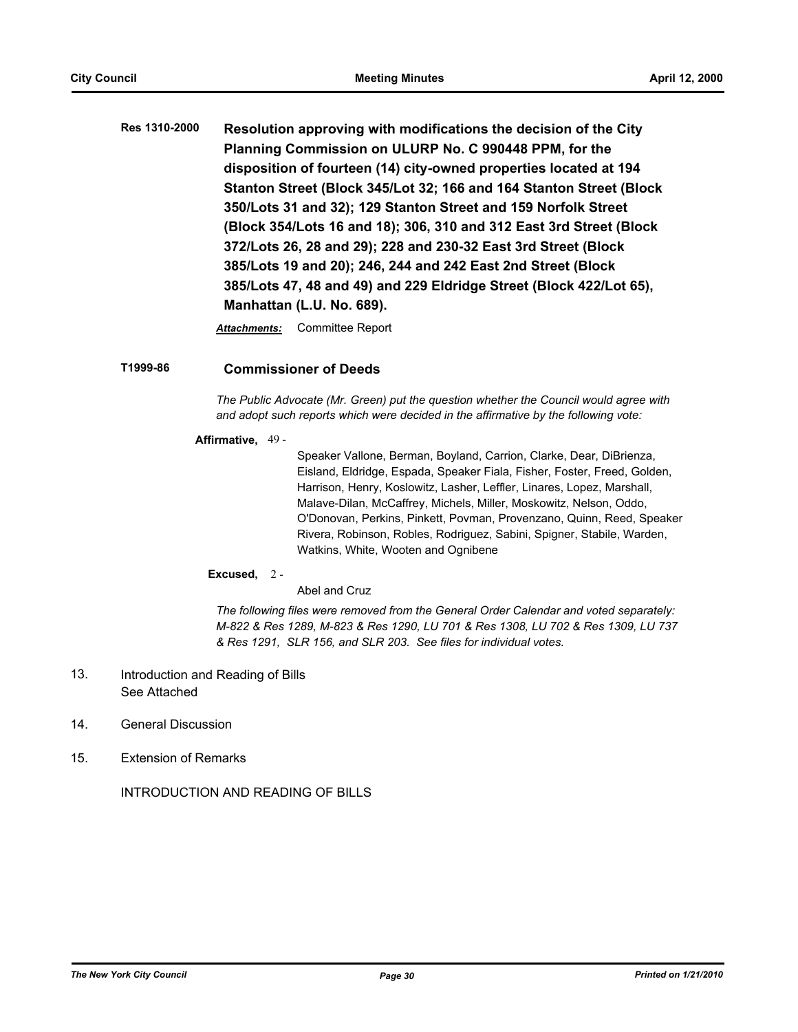**Res 1310-2000** **Resolution approving with modifications the decision of the City Planning Commission on ULURP No. C 990448 PPM, for the disposition of fourteen (14) city-owned properties located at 194 Stanton Street (Block 345/Lot 32; 166 and 164 Stanton Street (Block 350/Lots 31 and 32); 129 Stanton Street and 159 Norfolk Street (Block 354/Lots 16 and 18); 306, 310 and 312 East 3rd Street (Block 372/Lots 26, 28 and 29); 228 and 230-32 East 3rd Street (Block 385/Lots 19 and 20); 246, 244 and 242 East 2nd Street (Block 385/Lots 47, 48 and 49) and 229 Eldridge Street (Block 422/Lot 65), Manhattan (L.U. No. 689).**

***Attachments:*** Committee Report

**T1999-86** **Commissioner of Deeds**

*The Public Advocate (Mr. Green) put the question whether the Council would agree with and adopt such reports which were decided in the affirmative by the following vote:*

**Affirmative,** 49 - Speaker Vallone, Berman, Boyland, Carrion, Clarke, Dear, DiBrienza, Eisland, Eldridge, Espada, Speaker Fiala, Fisher, Foster, Freed, Golden, Harrison, Henry, Koslowitz, Lasher, Leffler, Linares, Lopez, Marshall, Malave-Dilan, McCaffrey, Michels, Miller, Moskowitz, Nelson, Oddo, O'Donovan, Perkins, Pinkett, Povman, Provenzano, Quinn, Reed, Speaker Rivera, Robinson, Robles, Rodriguez, Sabini, Spigner, Stabile, Warden, Watkins, White, Wooten and Ognibene

**Excused,** 2 - Abel and Cruz

*The following files were removed from the General Order Calendar and voted separately: M-822 & Res 1289, M-823 & Res 1290, LU 701 & Res 1308, LU 702 & Res 1309, LU 737 & Res 1291, SLR 156, and SLR 203. See files for individual votes.*

13. Introduction and Reading of Bills
    See Attached

14. General Discussion

15. Extension of Remarks

INTRODUCTION AND READING OF BILLS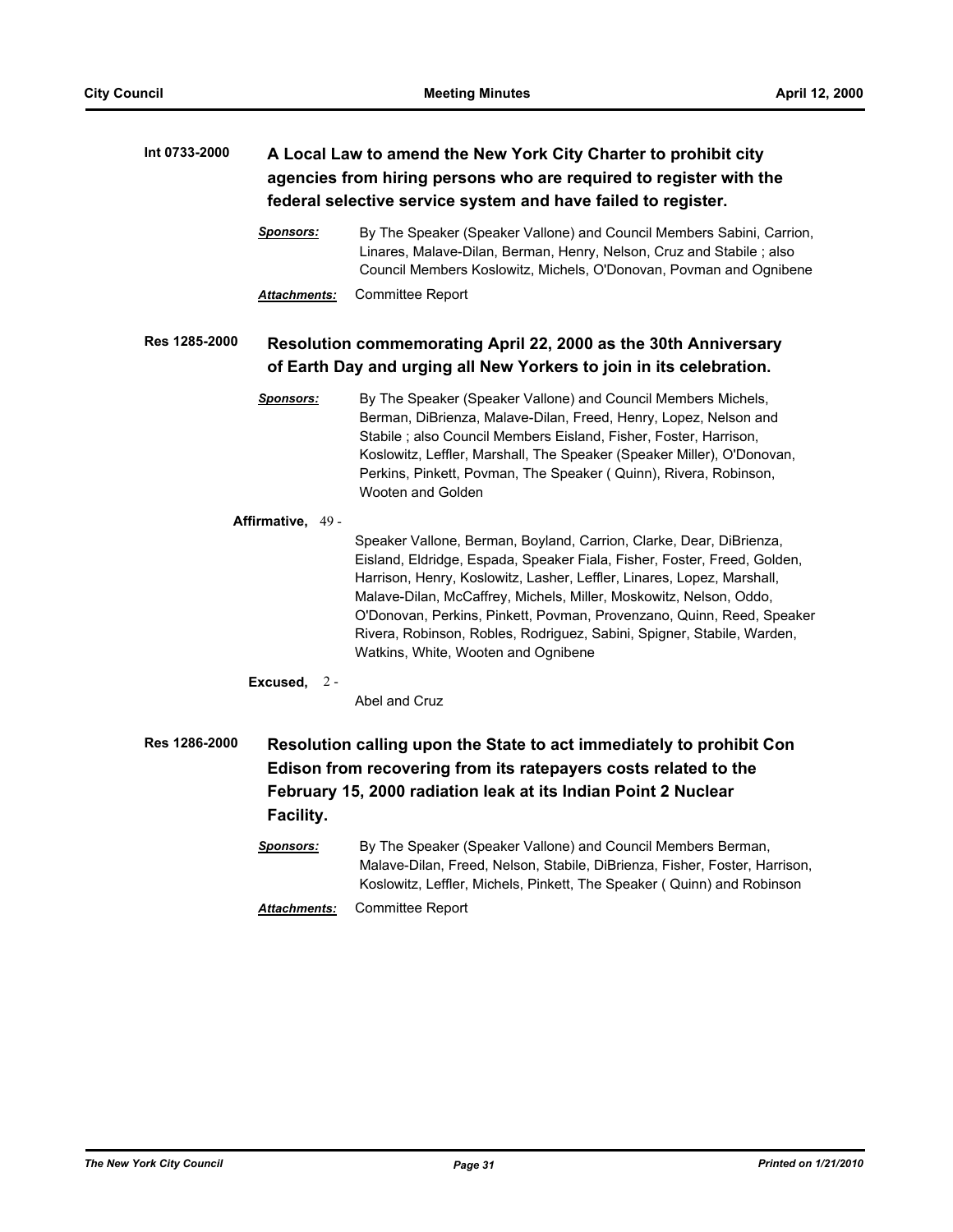**Int 0733-2000** **A Local Law to amend the New York City Charter to prohibit city agencies from hiring persons who are required to register with the federal selective service system and have failed to register.**

***Sponsors:*** By The Speaker (Speaker Vallone) and Council Members Sabini, Carrion, Linares, Malave-Dilan, Berman, Henry, Nelson, Cruz and Stabile ; also Council Members Koslowitz, Michels, O'Donovan, Povman and Ognibene

***Attachments:*** Committee Report

**Res 1285-2000** **Resolution commemorating April 22, 2000 as the 30th Anniversary of Earth Day and urging all New Yorkers to join in its celebration.**

***Sponsors:*** By The Speaker (Speaker Vallone) and Council Members Michels, Berman, DiBrienza, Malave-Dilan, Freed, Henry, Lopez, Nelson and Stabile ; also Council Members Eisland, Fisher, Foster, Harrison, Koslowitz, Leffler, Marshall, The Speaker (Speaker Miller), O'Donovan, Perkins, Pinkett, Povman, The Speaker ( Quinn), Rivera, Robinson, Wooten and Golden

**Affirmative,** 49 - Speaker Vallone, Berman, Boyland, Carrion, Clarke, Dear, DiBrienza, Eisland, Eldridge, Espada, Speaker Fiala, Fisher, Foster, Freed, Golden, Harrison, Henry, Koslowitz, Lasher, Leffler, Linares, Lopez, Marshall, Malave-Dilan, McCaffrey, Michels, Miller, Moskowitz, Nelson, Oddo, O'Donovan, Perkins, Pinkett, Povman, Provenzano, Quinn, Reed, Speaker Rivera, Robinson, Robles, Rodriguez, Sabini, Spigner, Stabile, Warden, Watkins, White, Wooten and Ognibene

**Excused,** 2 - Abel and Cruz

**Res 1286-2000** **Resolution calling upon the State to act immediately to prohibit Con Edison from recovering from its ratepayers costs related to the February 15, 2000 radiation leak at its Indian Point 2 Nuclear Facility.**

***Sponsors:*** By The Speaker (Speaker Vallone) and Council Members Berman, Malave-Dilan, Freed, Nelson, Stabile, DiBrienza, Fisher, Foster, Harrison, Koslowitz, Leffler, Michels, Pinkett, The Speaker ( Quinn) and Robinson

***Attachments:*** Committee Report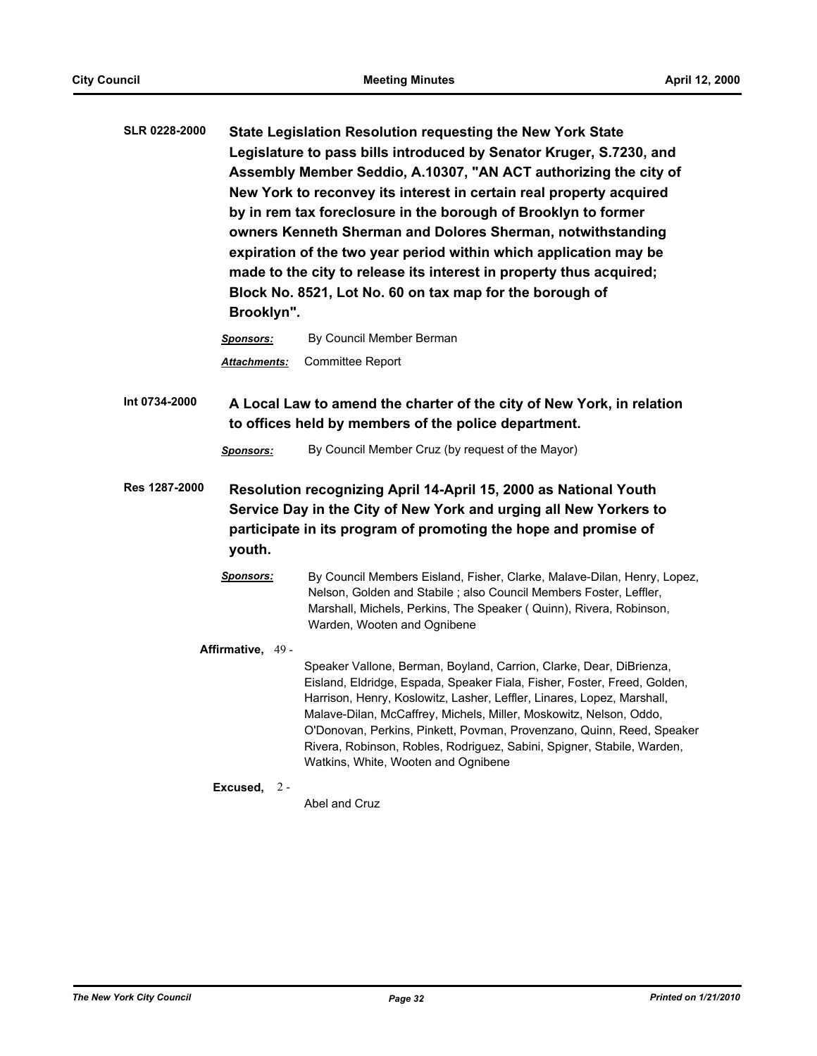**SLR 0228-2000** **State Legislation Resolution requesting the New York State Legislature to pass bills introduced by Senator Kruger, S.7230, and Assembly Member Seddio, A.10307, "AN ACT authorizing the city of New York to reconvey its interest in certain real property acquired by in rem tax foreclosure in the borough of Brooklyn to former owners Kenneth Sherman and Dolores Sherman, notwithstanding expiration of the two year period within which application may be made to the city to release its interest in property thus acquired; Block No. 8521, Lot No. 60 on tax map for the borough of Brooklyn".**

***Sponsors:*** By Council Member Berman

***Attachments:*** Committee Report

**Int 0734-2000** **A Local Law to amend the charter of the city of New York, in relation to offices held by members of the police department.**

***Sponsors:*** By Council Member Cruz (by request of the Mayor)

**Res 1287-2000** **Resolution recognizing April 14-April 15, 2000 as National Youth Service Day in the City of New York and urging all New Yorkers to participate in its program of promoting the hope and promise of youth.**

***Sponsors:*** By Council Members Eisland, Fisher, Clarke, Malave-Dilan, Henry, Lopez, Nelson, Golden and Stabile ; also Council Members Foster, Leffler, Marshall, Michels, Perkins, The Speaker ( Quinn), Rivera, Robinson, Warden, Wooten and Ognibene

**Affirmative,** 49 - Speaker Vallone, Berman, Boyland, Carrion, Clarke, Dear, DiBrienza, Eisland, Eldridge, Espada, Speaker Fiala, Fisher, Foster, Freed, Golden, Harrison, Henry, Koslowitz, Lasher, Leffler, Linares, Lopez, Marshall, Malave-Dilan, McCaffrey, Michels, Miller, Moskowitz, Nelson, Oddo, O'Donovan, Perkins, Pinkett, Povman, Provenzano, Quinn, Reed, Speaker Rivera, Robinson, Robles, Rodriguez, Sabini, Spigner, Stabile, Warden, Watkins, White, Wooten and Ognibene

**Excused,** 2 - Abel and Cruz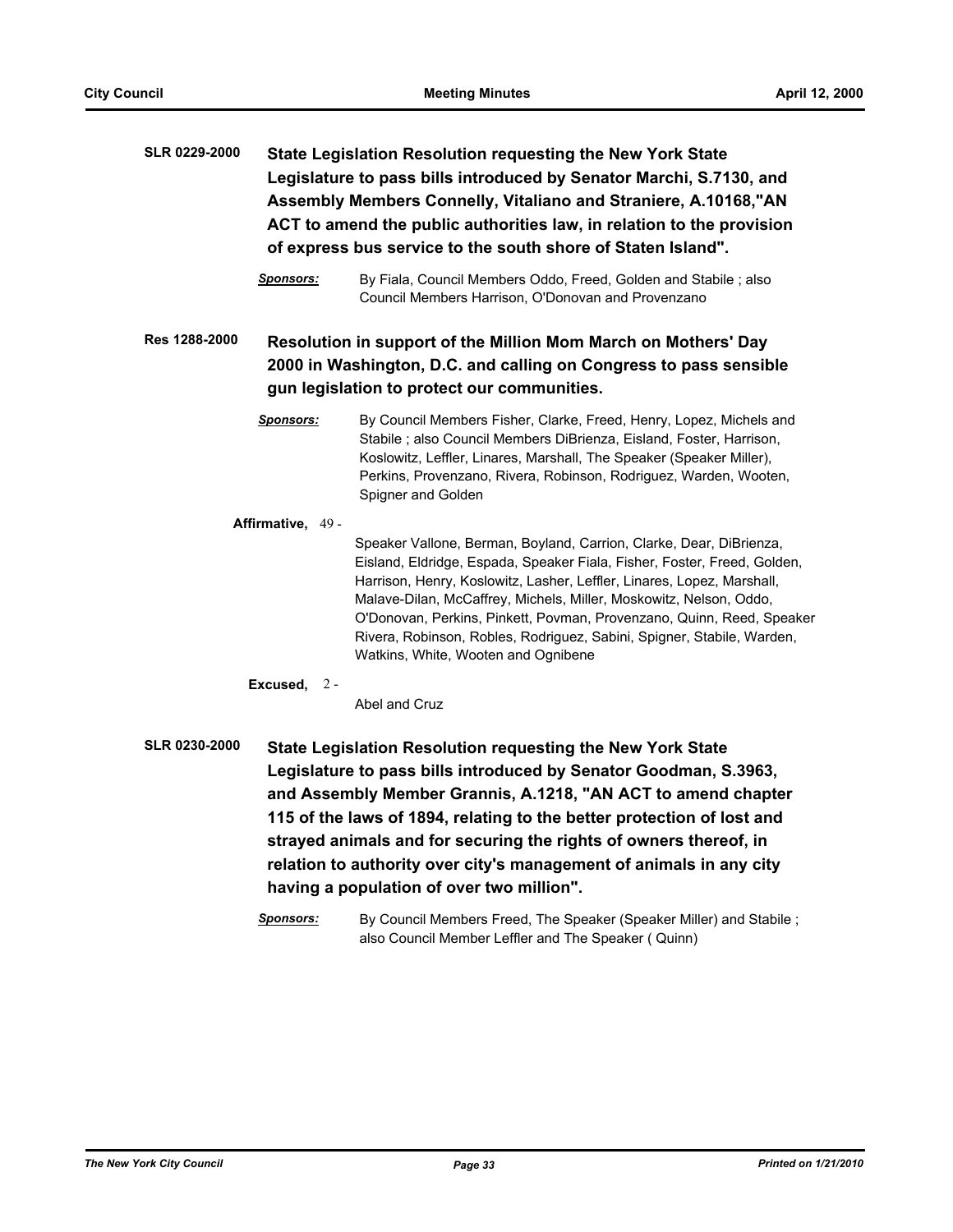**SLR 0229-2000** **State Legislation Resolution requesting the New York State Legislature to pass bills introduced by Senator Marchi, S.7130, and Assembly Members Connelly, Vitaliano and Straniere, A.10168,"AN ACT to amend the public authorities law, in relation to the provision of express bus service to the south shore of Staten Island".**

***Sponsors:*** By Fiala, Council Members Oddo, Freed, Golden and Stabile ; also Council Members Harrison, O'Donovan and Provenzano

**Res 1288-2000** **Resolution in support of the Million Mom March on Mothers' Day 2000 in Washington, D.C. and calling on Congress to pass sensible gun legislation to protect our communities.**

***Sponsors:*** By Council Members Fisher, Clarke, Freed, Henry, Lopez, Michels and Stabile ; also Council Members DiBrienza, Eisland, Foster, Harrison, Koslowitz, Leffler, Linares, Marshall, The Speaker (Speaker Miller), Perkins, Provenzano, Rivera, Robinson, Rodriguez, Warden, Wooten, Spigner and Golden

**Affirmative,** 49 - Speaker Vallone, Berman, Boyland, Carrion, Clarke, Dear, DiBrienza, Eisland, Eldridge, Espada, Speaker Fiala, Fisher, Foster, Freed, Golden, Harrison, Henry, Koslowitz, Lasher, Leffler, Linares, Lopez, Marshall, Malave-Dilan, McCaffrey, Michels, Miller, Moskowitz, Nelson, Oddo, O'Donovan, Perkins, Pinkett, Povman, Provenzano, Quinn, Reed, Speaker Rivera, Robinson, Robles, Rodriguez, Sabini, Spigner, Stabile, Warden, Watkins, White, Wooten and Ognibene

**Excused,** 2 - Abel and Cruz

**SLR 0230-2000** **State Legislation Resolution requesting the New York State Legislature to pass bills introduced by Senator Goodman, S.3963, and Assembly Member Grannis, A.1218, "AN ACT to amend chapter 115 of the laws of 1894, relating to the better protection of lost and strayed animals and for securing the rights of owners thereof, in relation to authority over city's management of animals in any city having a population of over two million".**

***Sponsors:*** By Council Members Freed, The Speaker (Speaker Miller) and Stabile ; also Council Member Leffler and The Speaker ( Quinn)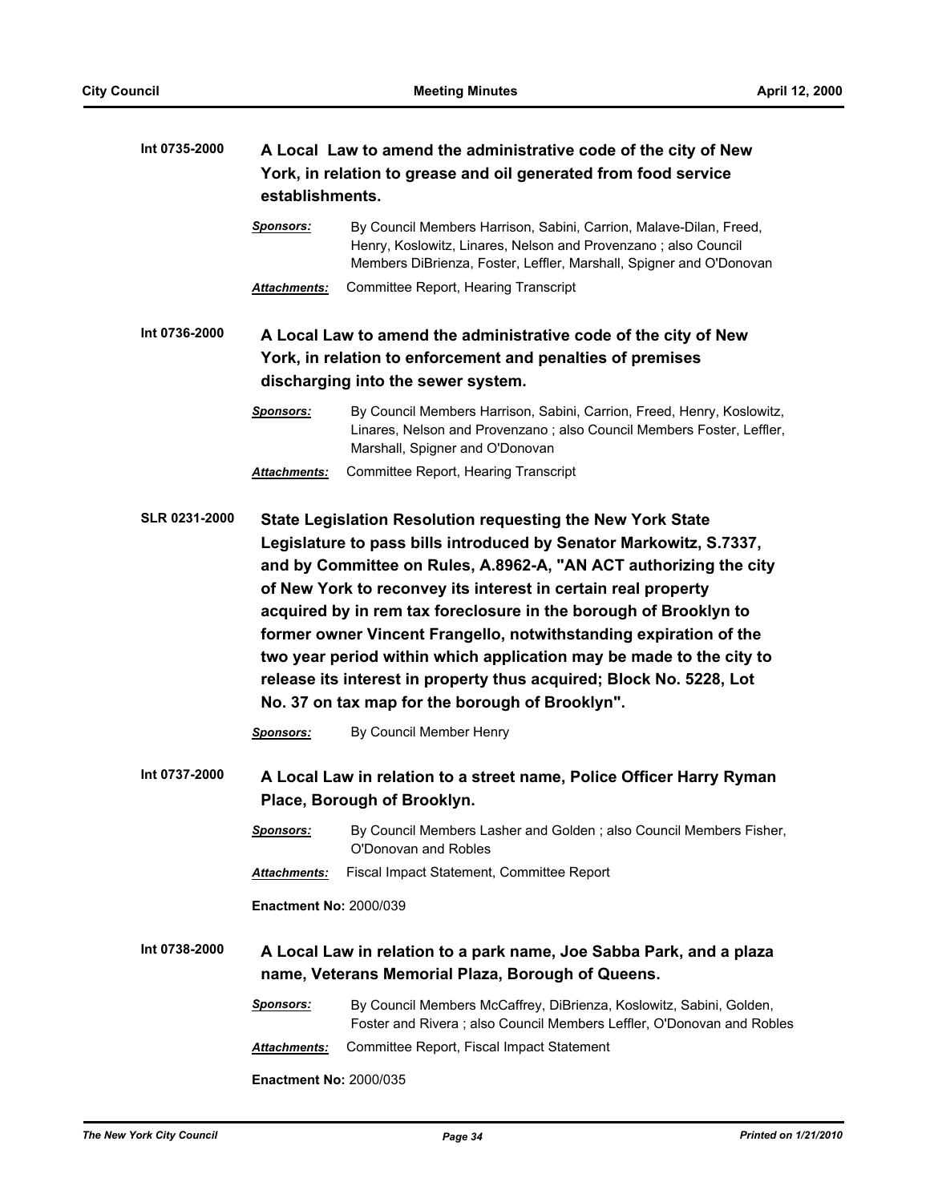**Int 0735-2000** **A Local Law to amend the administrative code of the city of New York, in relation to grease and oil generated from food service establishments.**

***Sponsors:*** By Council Members Harrison, Sabini, Carrion, Malave-Dilan, Freed, Henry, Koslowitz, Linares, Nelson and Provenzano ; also Council Members DiBrienza, Foster, Leffler, Marshall, Spigner and O'Donovan

***Attachments:*** Committee Report, Hearing Transcript

**Int 0736-2000** **A Local Law to amend the administrative code of the city of New York, in relation to enforcement and penalties of premises discharging into the sewer system.**

***Sponsors:*** By Council Members Harrison, Sabini, Carrion, Freed, Henry, Koslowitz, Linares, Nelson and Provenzano ; also Council Members Foster, Leffler, Marshall, Spigner and O'Donovan

***Attachments:*** Committee Report, Hearing Transcript

**SLR 0231-2000** **State Legislation Resolution requesting the New York State Legislature to pass bills introduced by Senator Markowitz, S.7337, and by Committee on Rules, A.8962-A, "AN ACT authorizing the city of New York to reconvey its interest in certain real property acquired by in rem tax foreclosure in the borough of Brooklyn to former owner Vincent Frangello, notwithstanding expiration of the two year period within which application may be made to the city to release its interest in property thus acquired; Block No. 5228, Lot No. 37 on tax map for the borough of Brooklyn".**

***Sponsors:*** By Council Member Henry

**Int 0737-2000** **A Local Law in relation to a street name, Police Officer Harry Ryman Place, Borough of Brooklyn.**

***Sponsors:*** By Council Members Lasher and Golden ; also Council Members Fisher, O'Donovan and Robles

***Attachments:*** Fiscal Impact Statement, Committee Report

**Enactment No:** 2000/039

**Int 0738-2000** **A Local Law in relation to a park name, Joe Sabba Park, and a plaza name, Veterans Memorial Plaza, Borough of Queens.**

***Sponsors:*** By Council Members McCaffrey, DiBrienza, Koslowitz, Sabini, Golden, Foster and Rivera ; also Council Members Leffler, O'Donovan and Robles

***Attachments:*** Committee Report, Fiscal Impact Statement

**Enactment No:** 2000/035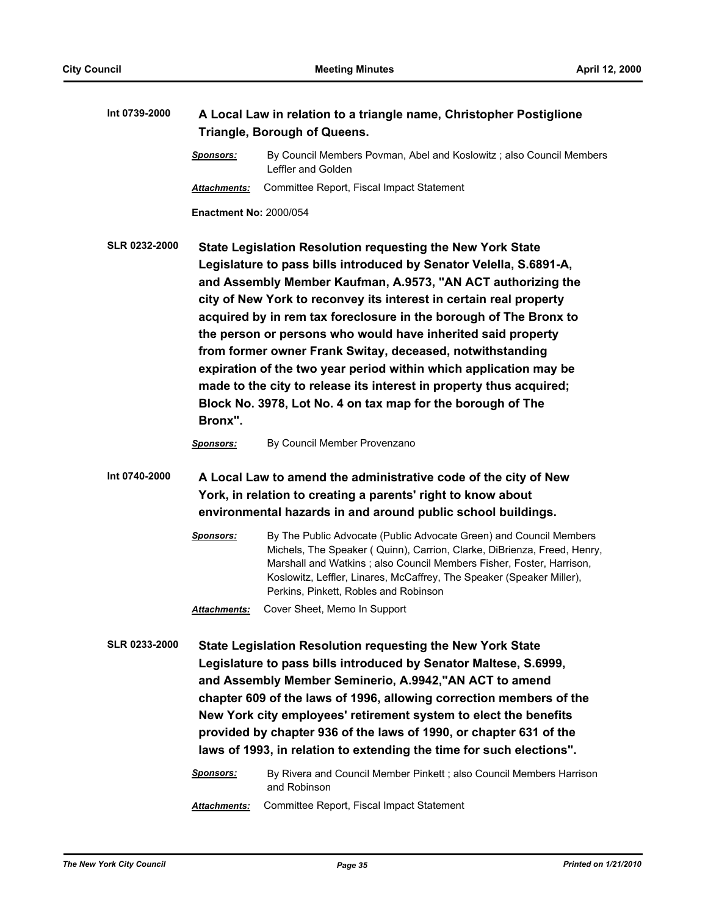**Int 0739-2000** **A Local Law in relation to a triangle name, Christopher Postiglione Triangle, Borough of Queens.**

***Sponsors:*** By Council Members Povman, Abel and Koslowitz ; also Council Members Leffler and Golden

***Attachments:*** Committee Report, Fiscal Impact Statement

**Enactment No:** 2000/054

**SLR 0232-2000** **State Legislation Resolution requesting the New York State Legislature to pass bills introduced by Senator Velella, S.6891-A, and Assembly Member Kaufman, A.9573, "AN ACT authorizing the city of New York to reconvey its interest in certain real property acquired by in rem tax foreclosure in the borough of The Bronx to the person or persons who would have inherited said property from former owner Frank Switay, deceased, notwithstanding expiration of the two year period within which application may be made to the city to release its interest in property thus acquired; Block No. 3978, Lot No. 4 on tax map for the borough of The Bronx".**

***Sponsors:*** By Council Member Provenzano

**Int 0740-2000** **A Local Law to amend the administrative code of the city of New York, in relation to creating a parents' right to know about environmental hazards in and around public school buildings.**

***Sponsors:*** By The Public Advocate (Public Advocate Green) and Council Members Michels, The Speaker ( Quinn), Carrion, Clarke, DiBrienza, Freed, Henry, Marshall and Watkins ; also Council Members Fisher, Foster, Harrison, Koslowitz, Leffler, Linares, McCaffrey, The Speaker (Speaker Miller), Perkins, Pinkett, Robles and Robinson

***Attachments:*** Cover Sheet, Memo In Support

**SLR 0233-2000** **State Legislation Resolution requesting the New York State Legislature to pass bills introduced by Senator Maltese, S.6999, and Assembly Member Seminerio, A.9942,"AN ACT to amend chapter 609 of the laws of 1996, allowing correction members of the New York city employees' retirement system to elect the benefits provided by chapter 936 of the laws of 1990, or chapter 631 of the laws of 1993, in relation to extending the time for such elections".**

***Sponsors:*** By Rivera and Council Member Pinkett ; also Council Members Harrison and Robinson

***Attachments:*** Committee Report, Fiscal Impact Statement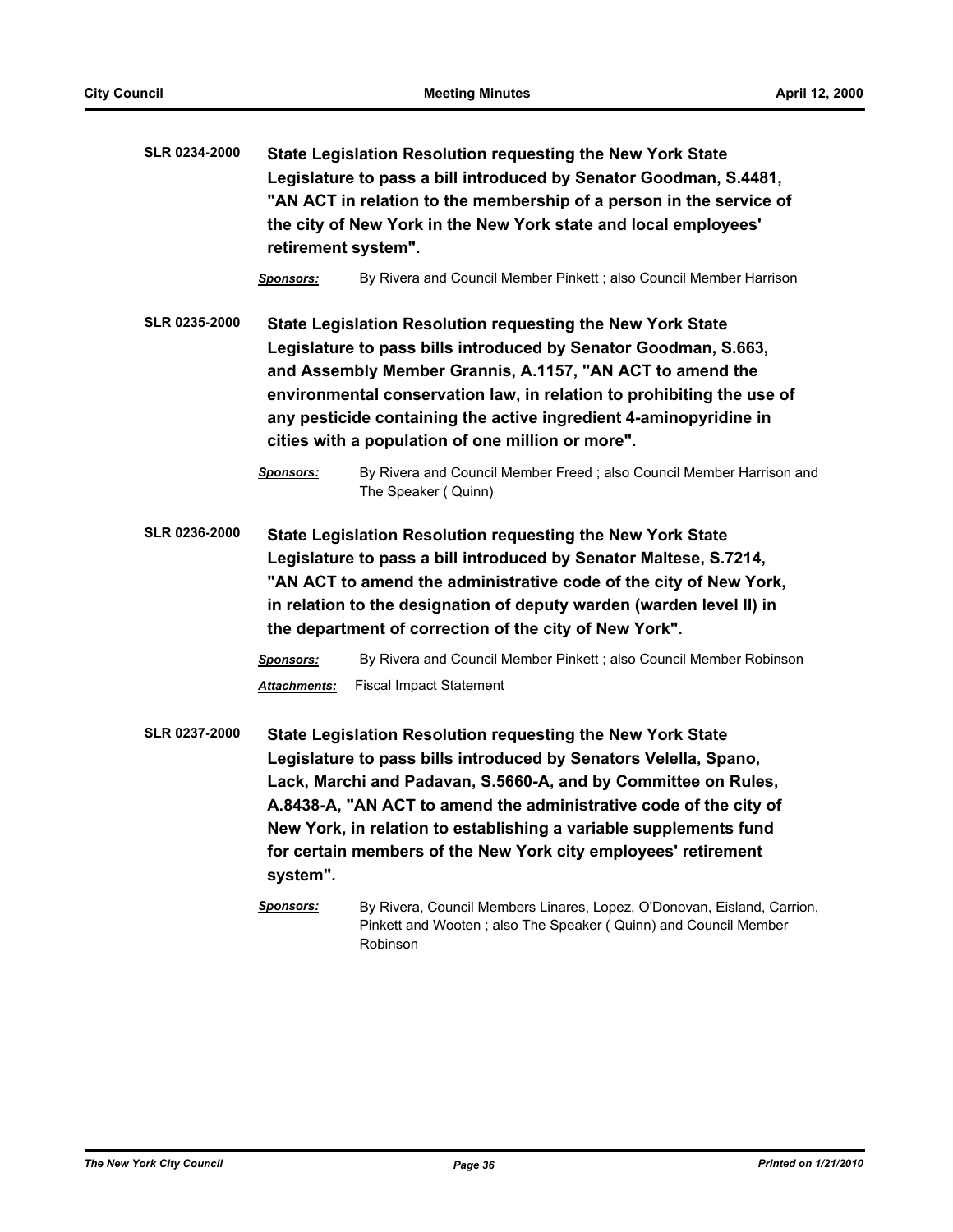**SLR 0234-2000** **State Legislation Resolution requesting the New York State Legislature to pass a bill introduced by Senator Goodman, S.4481, "AN ACT in relation to the membership of a person in the service of the city of New York in the New York state and local employees' retirement system".**

***Sponsors:*** By Rivera and Council Member Pinkett ; also Council Member Harrison

**SLR 0235-2000** **State Legislation Resolution requesting the New York State Legislature to pass bills introduced by Senator Goodman, S.663, and Assembly Member Grannis, A.1157, "AN ACT to amend the environmental conservation law, in relation to prohibiting the use of any pesticide containing the active ingredient 4-aminopyridine in cities with a population of one million or more".**

***Sponsors:*** By Rivera and Council Member Freed ; also Council Member Harrison and The Speaker ( Quinn)

**SLR 0236-2000** **State Legislation Resolution requesting the New York State Legislature to pass a bill introduced by Senator Maltese, S.7214, "AN ACT to amend the administrative code of the city of New York, in relation to the designation of deputy warden (warden level II) in the department of correction of the city of New York".**

***Sponsors:*** By Rivera and Council Member Pinkett ; also Council Member Robinson

***Attachments:*** Fiscal Impact Statement

**SLR 0237-2000** **State Legislation Resolution requesting the New York State Legislature to pass bills introduced by Senators Velella, Spano, Lack, Marchi and Padavan, S.5660-A, and by Committee on Rules, A.8438-A, "AN ACT to amend the administrative code of the city of New York, in relation to establishing a variable supplements fund for certain members of the New York city employees' retirement system".**

***Sponsors:*** By Rivera, Council Members Linares, Lopez, O'Donovan, Eisland, Carrion, Pinkett and Wooten ; also The Speaker ( Quinn) and Council Member Robinson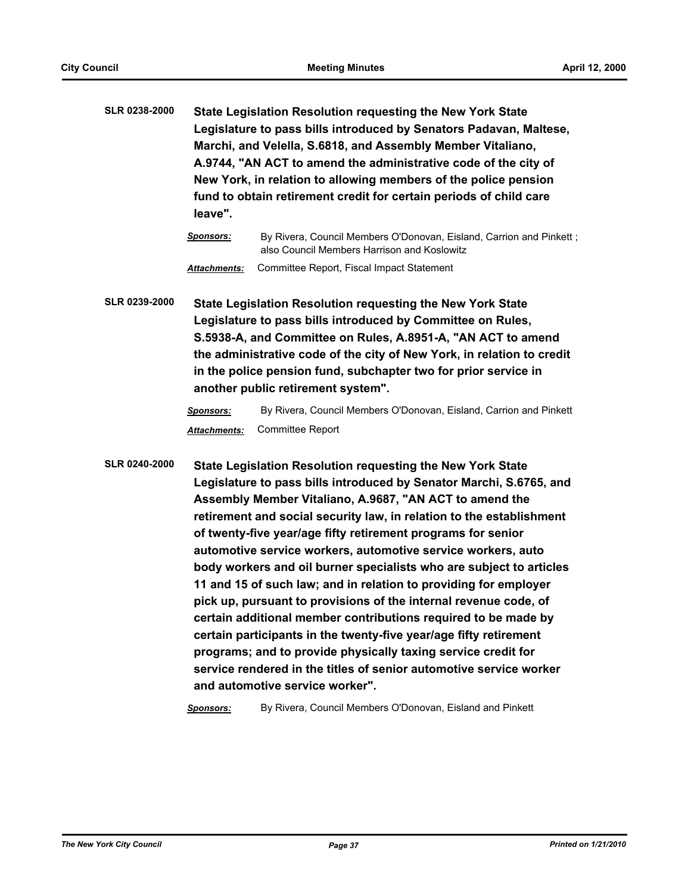**SLR 0238-2000** **State Legislation Resolution requesting the New York State Legislature to pass bills introduced by Senators Padavan, Maltese, Marchi, and Velella, S.6818, and Assembly Member Vitaliano, A.9744, "AN ACT to amend the administrative code of the city of New York, in relation to allowing members of the police pension fund to obtain retirement credit for certain periods of child care leave".**

***Sponsors:*** By Rivera, Council Members O'Donovan, Eisland, Carrion and Pinkett ; also Council Members Harrison and Koslowitz

***Attachments:*** Committee Report, Fiscal Impact Statement

**SLR 0239-2000** **State Legislation Resolution requesting the New York State Legislature to pass bills introduced by Committee on Rules, S.5938-A, and Committee on Rules, A.8951-A, "AN ACT to amend the administrative code of the city of New York, in relation to credit in the police pension fund, subchapter two for prior service in another public retirement system".**

***Sponsors:*** By Rivera, Council Members O'Donovan, Eisland, Carrion and Pinkett

***Attachments:*** Committee Report

**SLR 0240-2000** **State Legislation Resolution requesting the New York State Legislature to pass bills introduced by Senator Marchi, S.6765, and Assembly Member Vitaliano, A.9687, "AN ACT to amend the retirement and social security law, in relation to the establishment of twenty-five year/age fifty retirement programs for senior automotive service workers, automotive service workers, auto body workers and oil burner specialists who are subject to articles 11 and 15 of such law; and in relation to providing for employer pick up, pursuant to provisions of the internal revenue code, of certain additional member contributions required to be made by certain participants in the twenty-five year/age fifty retirement programs; and to provide physically taxing service credit for service rendered in the titles of senior automotive service worker and automotive service worker".**

***Sponsors:*** By Rivera, Council Members O'Donovan, Eisland and Pinkett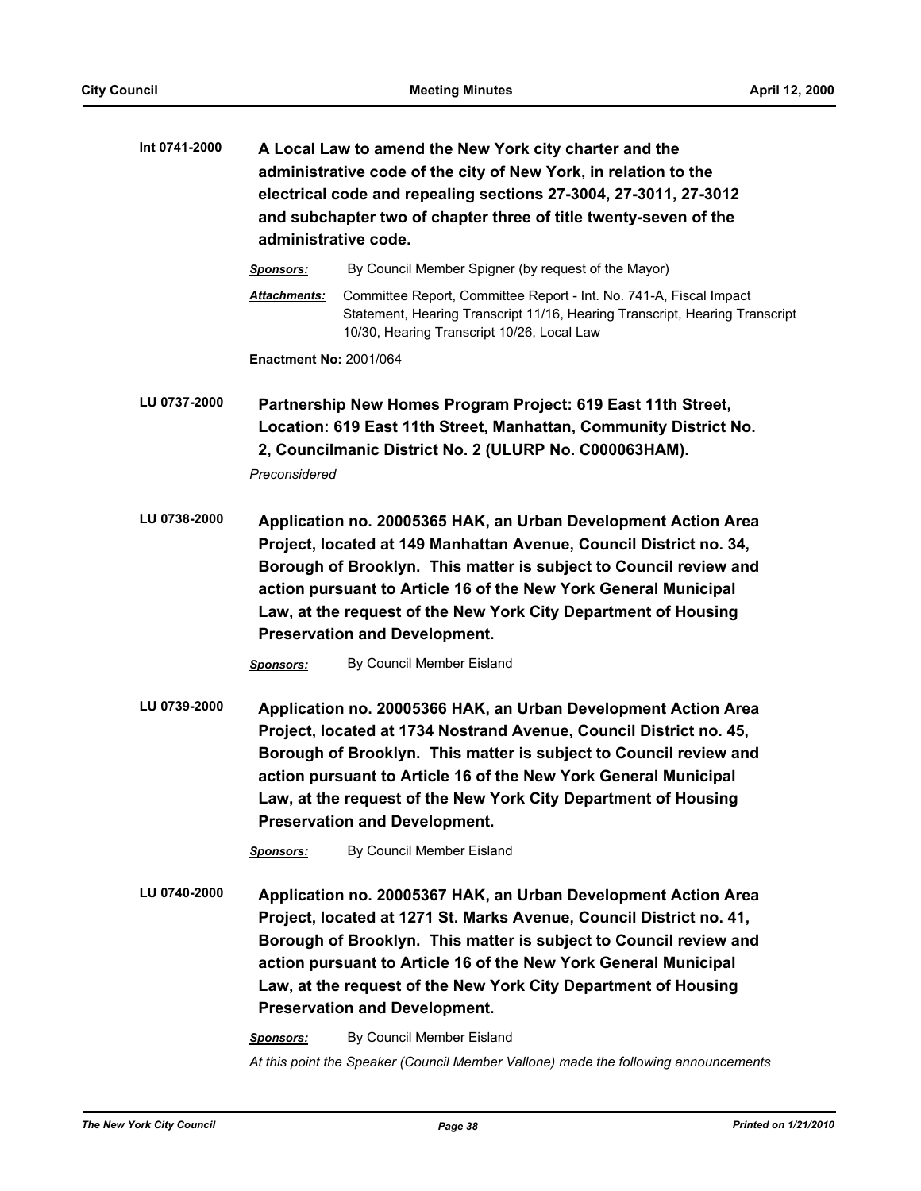**Int 0741-2000** **A Local Law to amend the New York city charter and the administrative code of the city of New York, in relation to the electrical code and repealing sections 27-3004, 27-3011, 27-3012 and subchapter two of chapter three of title twenty-seven of the administrative code.**

***Sponsors:*** By Council Member Spigner (by request of the Mayor)

***Attachments:*** Committee Report, Committee Report - Int. No. 741-A, Fiscal Impact Statement, Hearing Transcript 11/16, Hearing Transcript, Hearing Transcript 10/30, Hearing Transcript 10/26, Local Law

**Enactment No:** 2001/064

**LU 0737-2000** **Partnership New Homes Program Project: 619 East 11th Street, Location: 619 East 11th Street, Manhattan, Community District No. 2, Councilmanic District No. 2 (ULURP No. C000063HAM).**

*Preconsidered*

**LU 0738-2000** **Application no. 20005365 HAK, an Urban Development Action Area Project, located at 149 Manhattan Avenue, Council District no. 34, Borough of Brooklyn. This matter is subject to Council review and action pursuant to Article 16 of the New York General Municipal Law, at the request of the New York City Department of Housing Preservation and Development.**

***Sponsors:*** By Council Member Eisland

**LU 0739-2000** **Application no. 20005366 HAK, an Urban Development Action Area Project, located at 1734 Nostrand Avenue, Council District no. 45, Borough of Brooklyn. This matter is subject to Council review and action pursuant to Article 16 of the New York General Municipal Law, at the request of the New York City Department of Housing Preservation and Development.**

***Sponsors:*** By Council Member Eisland

**LU 0740-2000** **Application no. 20005367 HAK, an Urban Development Action Area Project, located at 1271 St. Marks Avenue, Council District no. 41, Borough of Brooklyn. This matter is subject to Council review and action pursuant to Article 16 of the New York General Municipal Law, at the request of the New York City Department of Housing Preservation and Development.**

***Sponsors:*** By Council Member Eisland

*At this point the Speaker (Council Member Vallone) made the following announcements*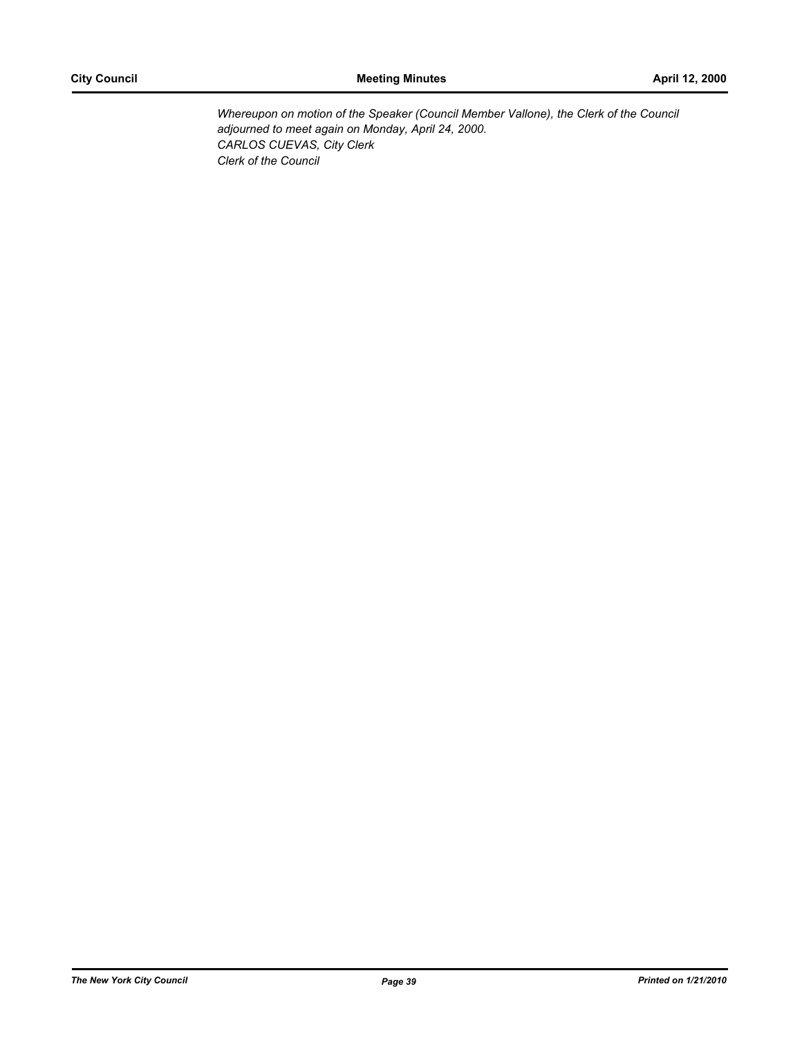*Whereupon on motion of the Speaker (Council Member Vallone), the Clerk of the Council adjourned to meet again on Monday, April 24, 2000.*
*CARLOS CUEVAS, City Clerk*
*Clerk of the Council*